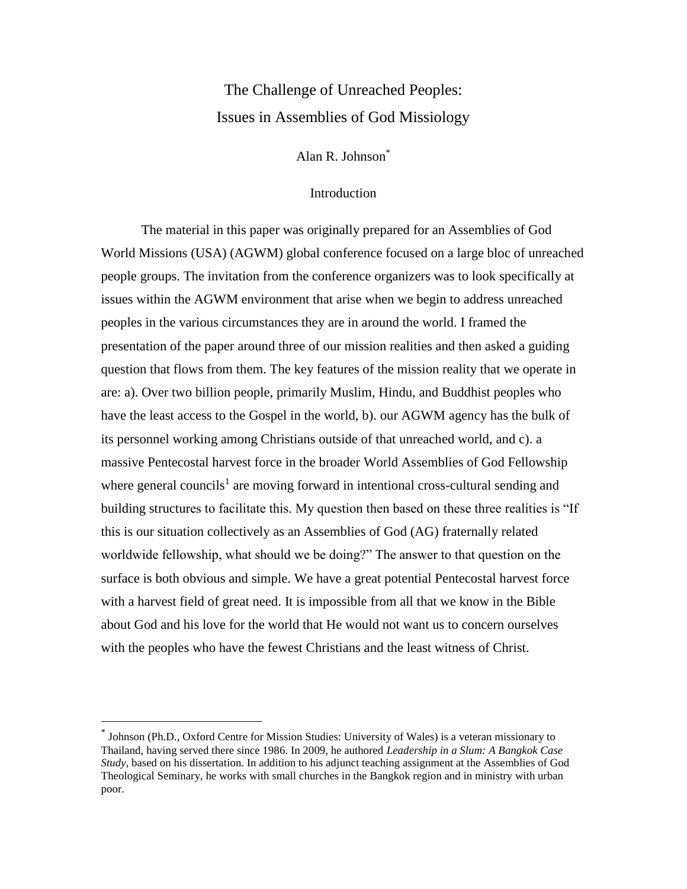# The Challenge of Unreached Peoples: Issues in Assemblies of God Missiology

Alan R. Johnson[*]

## Introduction

The material in this paper was originally prepared for an Assemblies of God World Missions (USA) (AGWM) global conference focused on a large bloc of unreached people groups. The invitation from the conference organizers was to look specifically at issues within the AGWM environment that arise when we begin to address unreached peoples in the various circumstances they are in around the world. I framed the presentation of the paper around three of our mission realities and then asked a guiding question that flows from them. The key features of the mission reality that we operate in are: a). Over two billion people, primarily Muslim, Hindu, and Buddhist peoples who have the least access to the Gospel in the world, b). our AGWM agency has the bulk of its personnel working among Christians outside of that unreached world, and c). a massive Pentecostal harvest force in the broader World Assemblies of God Fellowship where general councils[1] are moving forward in intentional cross-cultural sending and building structures to facilitate this. My question then based on these three realities is "If this is our situation collectively as an Assemblies of God (AG) fraternally related worldwide fellowship, what should we be doing?" The answer to that question on the surface is both obvious and simple. We have a great potential Pentecostal harvest force with a harvest field of great need. It is impossible from all that we know in the Bible about God and his love for the world that He would not want us to concern ourselves with the peoples who have the fewest Christians and the least witness of Christ.

---

[*] Johnson (Ph.D., Oxford Centre for Mission Studies: University of Wales) is a veteran missionary to Thailand, having served there since 1986. In 2009, he authored *Leadership in a Slum: A Bangkok Case Study,* based on his dissertation. In addition to his adjunct teaching assignment at the Assemblies of God Theological Seminary, he works with small churches in the Bangkok region and in ministry with urban poor.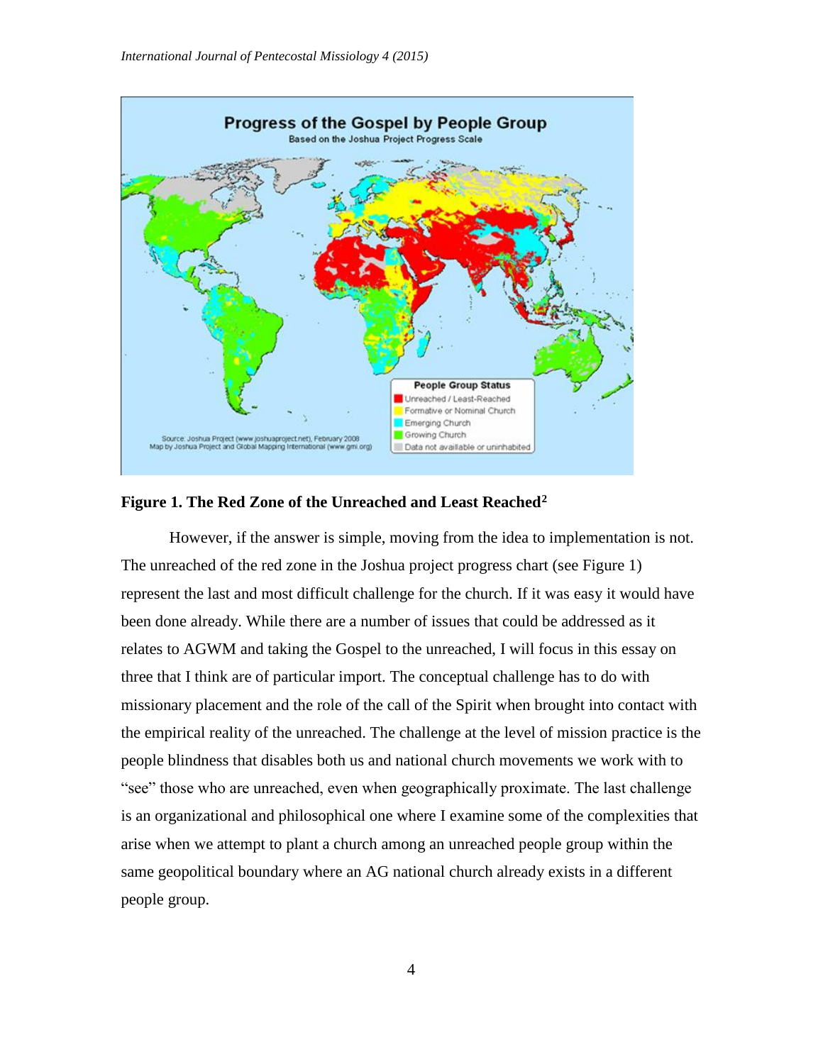**Figure 1. The Red Zone of the Unreached and Least Reached**[2]

However, if the answer is simple, moving from the idea to implementation is not. The unreached of the red zone in the Joshua project progress chart (see Figure 1) represent the last and most difficult challenge for the church. If it was easy it would have been done already. While there are a number of issues that could be addressed as it relates to AGWM and taking the Gospel to the unreached, I will focus in this essay on three that I think are of particular import. The conceptual challenge has to do with missionary placement and the role of the call of the Spirit when brought into contact with the empirical reality of the unreached. The challenge at the level of mission practice is the people blindness that disables both us and national church movements we work with to "see" those who are unreached, even when geographically proximate. The last challenge is an organizational and philosophical one where I examine some of the complexities that arise when we attempt to plant a church among an unreached people group within the same geopolitical boundary where an AG national church already exists in a different people group.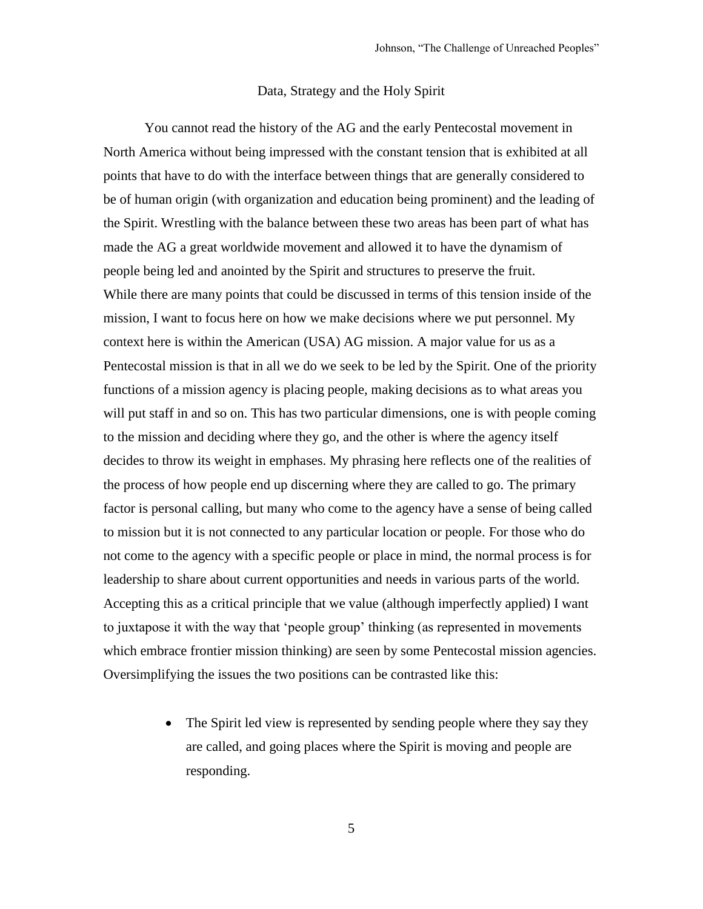## Data, Strategy and the Holy Spirit

You cannot read the history of the AG and the early Pentecostal movement in North America without being impressed with the constant tension that is exhibited at all points that have to do with the interface between things that are generally considered to be of human origin (with organization and education being prominent) and the leading of the Spirit. Wrestling with the balance between these two areas has been part of what has made the AG a great worldwide movement and allowed it to have the dynamism of people being led and anointed by the Spirit and structures to preserve the fruit.

While there are many points that could be discussed in terms of this tension inside of the mission, I want to focus here on how we make decisions where we put personnel. My context here is within the American (USA) AG mission. A major value for us as a Pentecostal mission is that in all we do we seek to be led by the Spirit. One of the priority functions of a mission agency is placing people, making decisions as to what areas you will put staff in and so on. This has two particular dimensions, one is with people coming to the mission and deciding where they go, and the other is where the agency itself decides to throw its weight in emphases. My phrasing here reflects one of the realities of the process of how people end up discerning where they are called to go. The primary factor is personal calling, but many who come to the agency have a sense of being called to mission but it is not connected to any particular location or people. For those who do not come to the agency with a specific people or place in mind, the normal process is for leadership to share about current opportunities and needs in various parts of the world. Accepting this as a critical principle that we value (although imperfectly applied) I want to juxtapose it with the way that 'people group' thinking (as represented in movements which embrace frontier mission thinking) are seen by some Pentecostal mission agencies. Oversimplifying the issues the two positions can be contrasted like this:

- The Spirit led view is represented by sending people where they say they are called, and going places where the Spirit is moving and people are responding.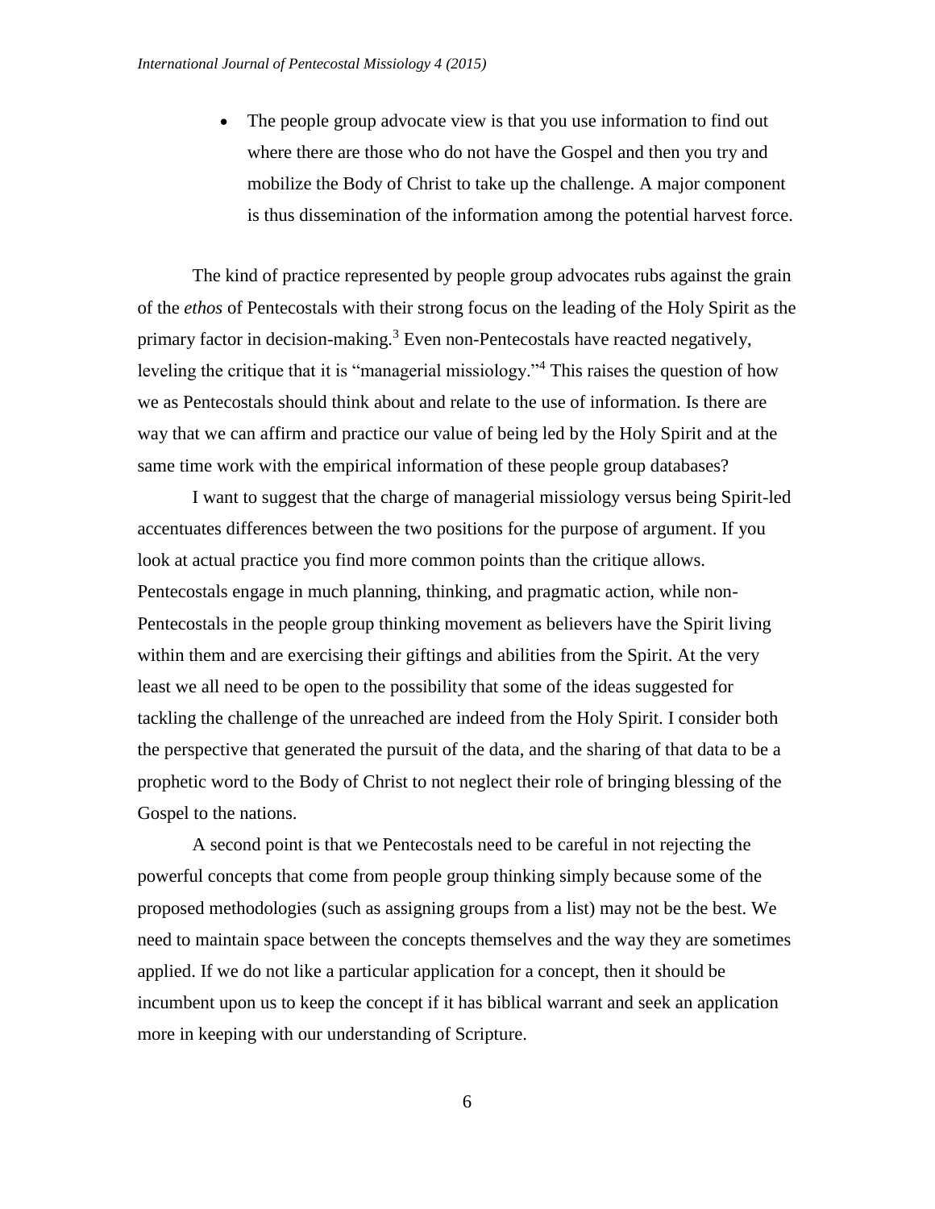- The people group advocate view is that you use information to find out where there are those who do not have the Gospel and then you try and mobilize the Body of Christ to take up the challenge. A major component is thus dissemination of the information among the potential harvest force.

The kind of practice represented by people group advocates rubs against the grain of the *ethos* of Pentecostals with their strong focus on the leading of the Holy Spirit as the primary factor in decision-making.[3] Even non-Pentecostals have reacted negatively, leveling the critique that it is "managerial missiology."[4] This raises the question of how we as Pentecostals should think about and relate to the use of information. Is there are way that we can affirm and practice our value of being led by the Holy Spirit and at the same time work with the empirical information of these people group databases?

I want to suggest that the charge of managerial missiology versus being Spirit-led accentuates differences between the two positions for the purpose of argument. If you look at actual practice you find more common points than the critique allows. Pentecostals engage in much planning, thinking, and pragmatic action, while non-Pentecostals in the people group thinking movement as believers have the Spirit living within them and are exercising their giftings and abilities from the Spirit. At the very least we all need to be open to the possibility that some of the ideas suggested for tackling the challenge of the unreached are indeed from the Holy Spirit. I consider both the perspective that generated the pursuit of the data, and the sharing of that data to be a prophetic word to the Body of Christ to not neglect their role of bringing blessing of the Gospel to the nations.

A second point is that we Pentecostals need to be careful in not rejecting the powerful concepts that come from people group thinking simply because some of the proposed methodologies (such as assigning groups from a list) may not be the best. We need to maintain space between the concepts themselves and the way they are sometimes applied. If we do not like a particular application for a concept, then it should be incumbent upon us to keep the concept if it has biblical warrant and seek an application more in keeping with our understanding of Scripture.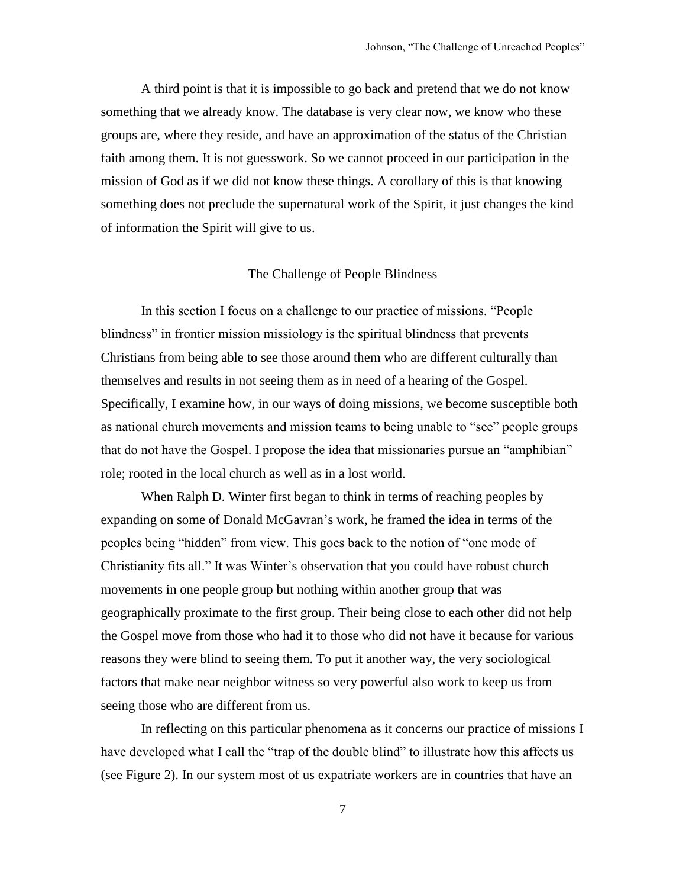A third point is that it is impossible to go back and pretend that we do not know something that we already know. The database is very clear now, we know who these groups are, where they reside, and have an approximation of the status of the Christian faith among them. It is not guesswork. So we cannot proceed in our participation in the mission of God as if we did not know these things. A corollary of this is that knowing something does not preclude the supernatural work of the Spirit, it just changes the kind of information the Spirit will give to us.

## The Challenge of People Blindness

In this section I focus on a challenge to our practice of missions. "People blindness" in frontier mission missiology is the spiritual blindness that prevents Christians from being able to see those around them who are different culturally than themselves and results in not seeing them as in need of a hearing of the Gospel. Specifically, I examine how, in our ways of doing missions, we become susceptible both as national church movements and mission teams to being unable to "see" people groups that do not have the Gospel. I propose the idea that missionaries pursue an "amphibian" role; rooted in the local church as well as in a lost world.

When Ralph D. Winter first began to think in terms of reaching peoples by expanding on some of Donald McGavran's work, he framed the idea in terms of the peoples being "hidden" from view. This goes back to the notion of "one mode of Christianity fits all." It was Winter's observation that you could have robust church movements in one people group but nothing within another group that was geographically proximate to the first group. Their being close to each other did not help the Gospel move from those who had it to those who did not have it because for various reasons they were blind to seeing them. To put it another way, the very sociological factors that make near neighbor witness so very powerful also work to keep us from seeing those who are different from us.

In reflecting on this particular phenomena as it concerns our practice of missions I have developed what I call the "trap of the double blind" to illustrate how this affects us (see Figure 2). In our system most of us expatriate workers are in countries that have an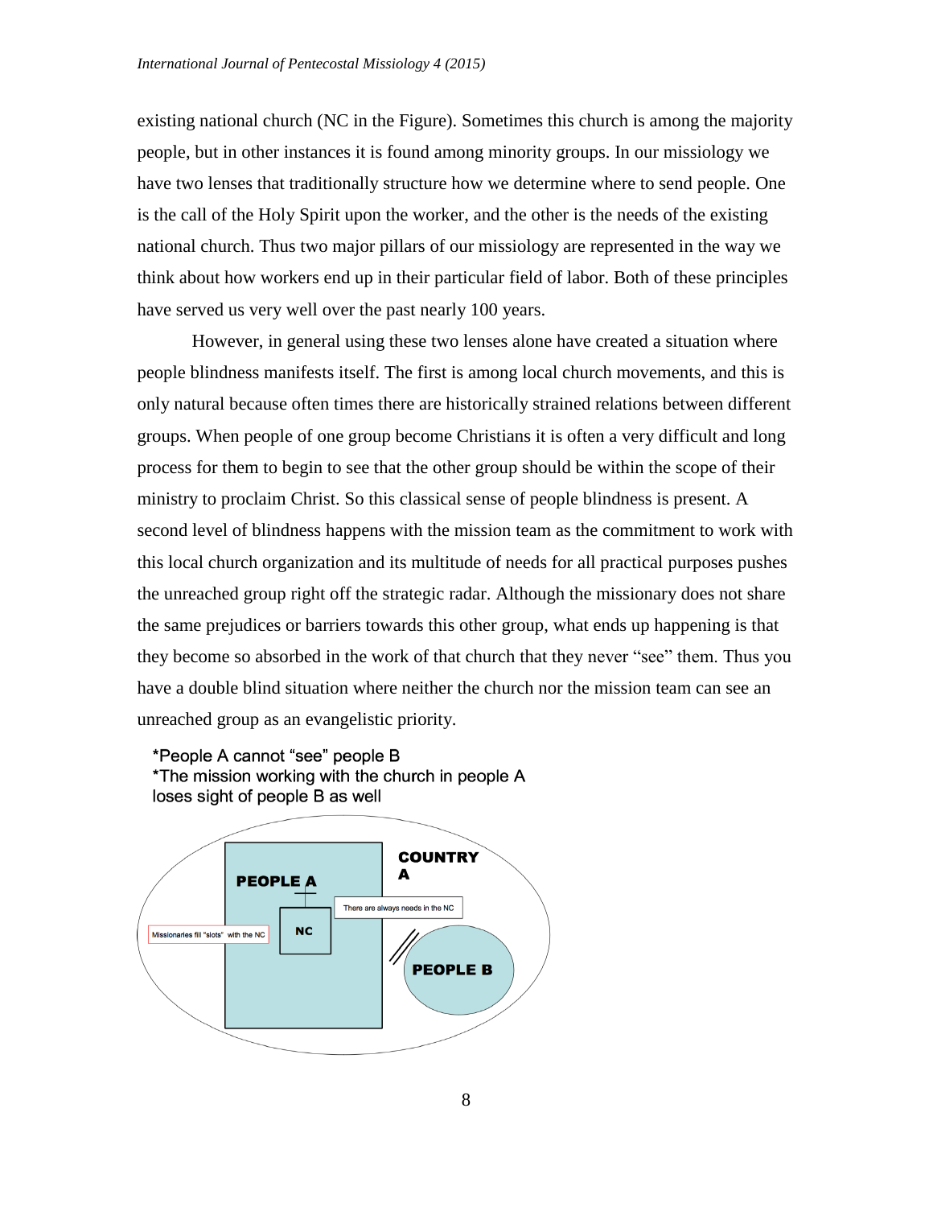existing national church (NC in the Figure). Sometimes this church is among the majority people, but in other instances it is found among minority groups. In our missiology we have two lenses that traditionally structure how we determine where to send people. One is the call of the Holy Spirit upon the worker, and the other is the needs of the existing national church. Thus two major pillars of our missiology are represented in the way we think about how workers end up in their particular field of labor. Both of these principles have served us very well over the past nearly 100 years.

However, in general using these two lenses alone have created a situation where people blindness manifests itself. The first is among local church movements, and this is only natural because often times there are historically strained relations between different groups. When people of one group become Christians it is often a very difficult and long process for them to begin to see that the other group should be within the scope of their ministry to proclaim Christ. So this classical sense of people blindness is present. A second level of blindness happens with the mission team as the commitment to work with this local church organization and its multitude of needs for all practical purposes pushes the unreached group right off the strategic radar. Although the missionary does not share the same prejudices or barriers towards this other group, what ends up happening is that they become so absorbed in the work of that church that they never "see" them. Thus you have a double blind situation where neither the church nor the mission team can see an unreached group as an evangelistic priority.

*People A cannot "see" people B
*The mission working with the church in people A loses sight of people B as well

COUNTRY A

PEOPLE A

NC

There are always needs in the NC

Missionaries fill "slots" with the NC

PEOPLE B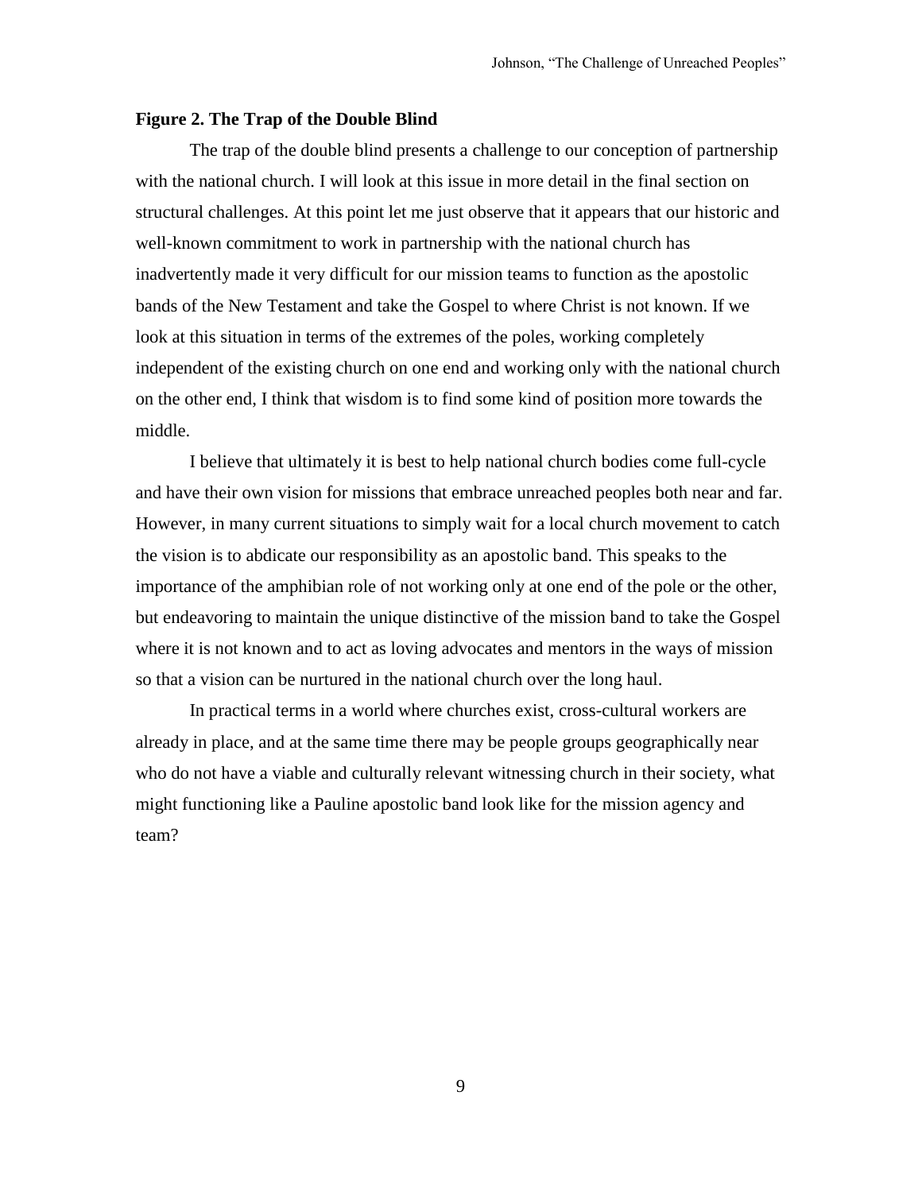**Figure 2. The Trap of the Double Blind**

The trap of the double blind presents a challenge to our conception of partnership with the national church. I will look at this issue in more detail in the final section on structural challenges. At this point let me just observe that it appears that our historic and well-known commitment to work in partnership with the national church has inadvertently made it very difficult for our mission teams to function as the apostolic bands of the New Testament and take the Gospel to where Christ is not known. If we look at this situation in terms of the extremes of the poles, working completely independent of the existing church on one end and working only with the national church on the other end, I think that wisdom is to find some kind of position more towards the middle.

I believe that ultimately it is best to help national church bodies come full-cycle and have their own vision for missions that embrace unreached peoples both near and far. However, in many current situations to simply wait for a local church movement to catch the vision is to abdicate our responsibility as an apostolic band. This speaks to the importance of the amphibian role of not working only at one end of the pole or the other, but endeavoring to maintain the unique distinctive of the mission band to take the Gospel where it is not known and to act as loving advocates and mentors in the ways of mission so that a vision can be nurtured in the national church over the long haul.

In practical terms in a world where churches exist, cross-cultural workers are already in place, and at the same time there may be people groups geographically near who do not have a viable and culturally relevant witnessing church in their society, what might functioning like a Pauline apostolic band look like for the mission agency and team?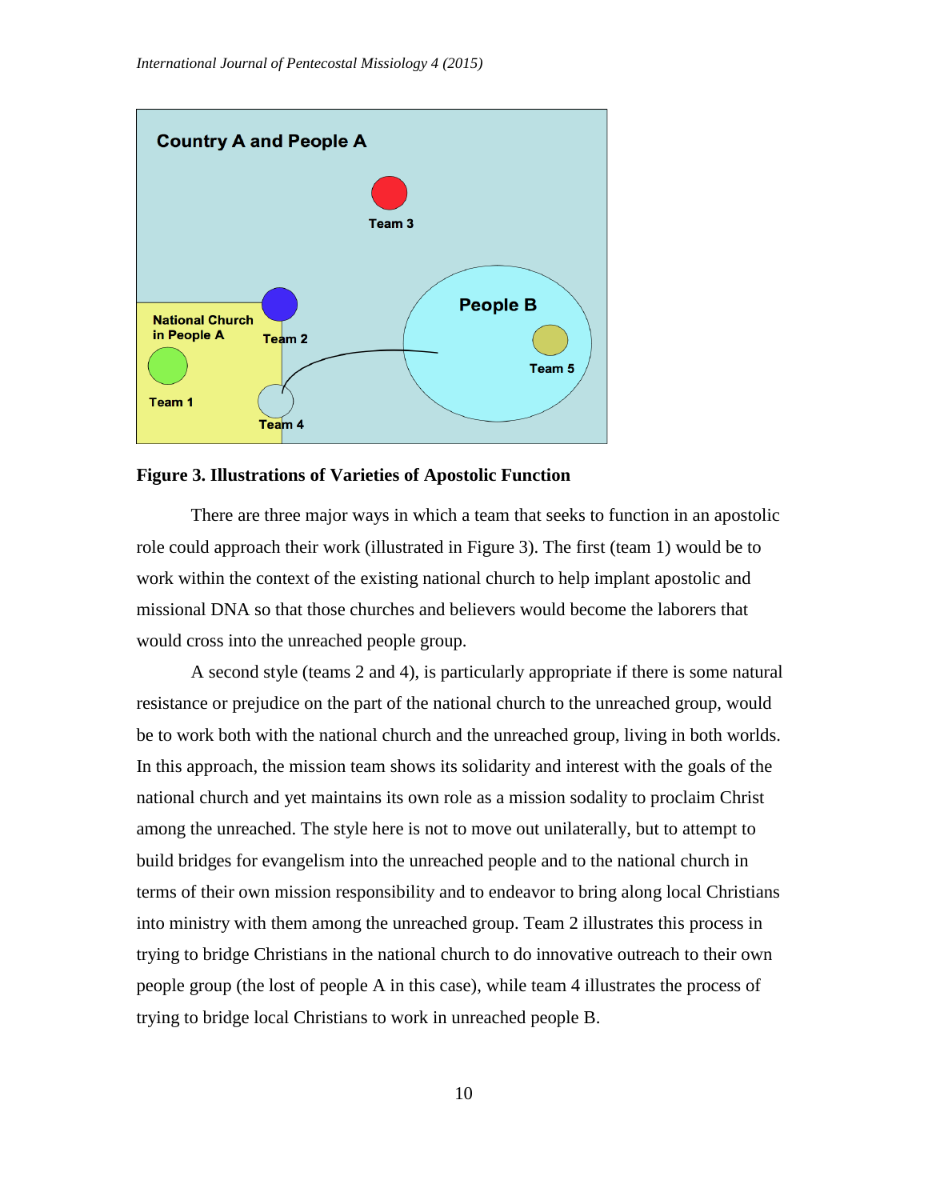**Figure 3. Illustrations of Varieties of Apostolic Function**

There are three major ways in which a team that seeks to function in an apostolic role could approach their work (illustrated in Figure 3). The first (team 1) would be to work within the context of the existing national church to help implant apostolic and missional DNA so that those churches and believers would become the laborers that would cross into the unreached people group.

A second style (teams 2 and 4), is particularly appropriate if there is some natural resistance or prejudice on the part of the national church to the unreached group, would be to work both with the national church and the unreached group, living in both worlds. In this approach, the mission team shows its solidarity and interest with the goals of the national church and yet maintains its own role as a mission sodality to proclaim Christ among the unreached. The style here is not to move out unilaterally, but to attempt to build bridges for evangelism into the unreached people and to the national church in terms of their own mission responsibility and to endeavor to bring along local Christians into ministry with them among the unreached group. Team 2 illustrates this process in trying to bridge Christians in the national church to do innovative outreach to their own people group (the lost of people A in this case), while team 4 illustrates the process of trying to bridge local Christians to work in unreached people B.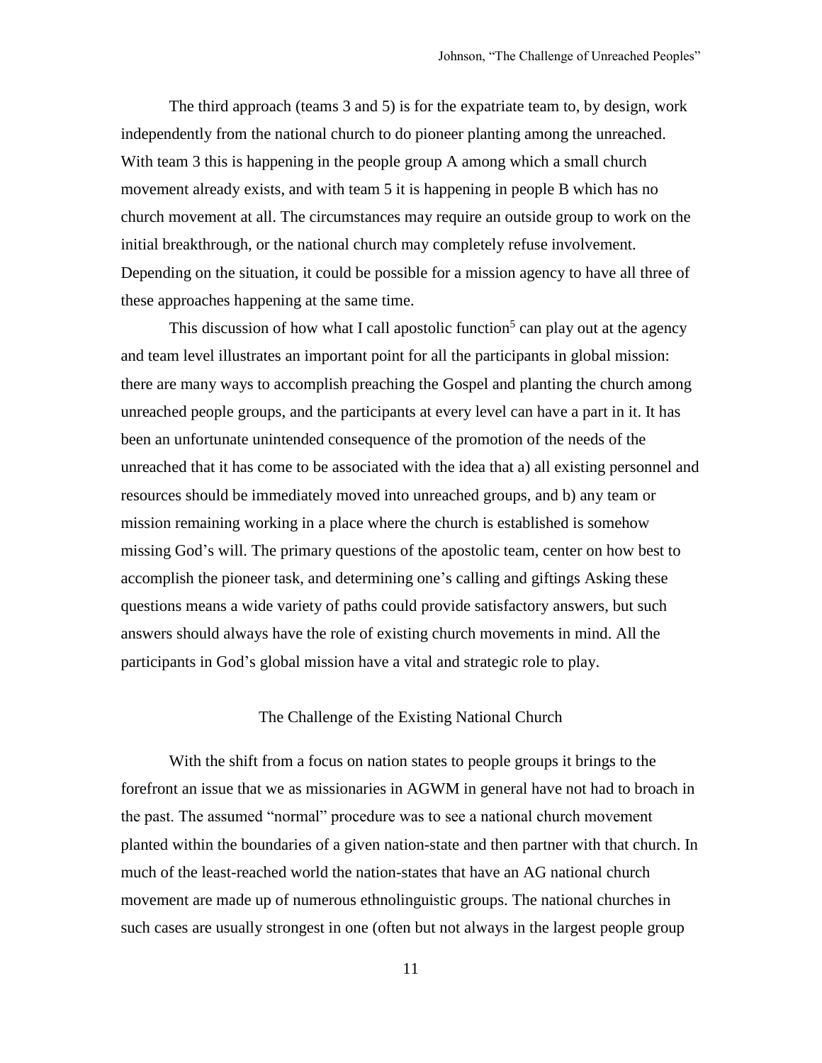The third approach (teams 3 and 5) is for the expatriate team to, by design, work independently from the national church to do pioneer planting among the unreached. With team 3 this is happening in the people group A among which a small church movement already exists, and with team 5 it is happening in people B which has no church movement at all. The circumstances may require an outside group to work on the initial breakthrough, or the national church may completely refuse involvement. Depending on the situation, it could be possible for a mission agency to have all three of these approaches happening at the same time.

This discussion of how what I call apostolic function[5] can play out at the agency and team level illustrates an important point for all the participants in global mission: there are many ways to accomplish preaching the Gospel and planting the church among unreached people groups, and the participants at every level can have a part in it. It has been an unfortunate unintended consequence of the promotion of the needs of the unreached that it has come to be associated with the idea that a) all existing personnel and resources should be immediately moved into unreached groups, and b) any team or mission remaining working in a place where the church is established is somehow missing God's will. The primary questions of the apostolic team, center on how best to accomplish the pioneer task, and determining one's calling and giftings Asking these questions means a wide variety of paths could provide satisfactory answers, but such answers should always have the role of existing church movements in mind. All the participants in God's global mission have a vital and strategic role to play.

## The Challenge of the Existing National Church

With the shift from a focus on nation states to people groups it brings to the forefront an issue that we as missionaries in AGWM in general have not had to broach in the past. The assumed "normal" procedure was to see a national church movement planted within the boundaries of a given nation-state and then partner with that church. In much of the least-reached world the nation-states that have an AG national church movement are made up of numerous ethnolinguistic groups. The national churches in such cases are usually strongest in one (often but not always in the largest people group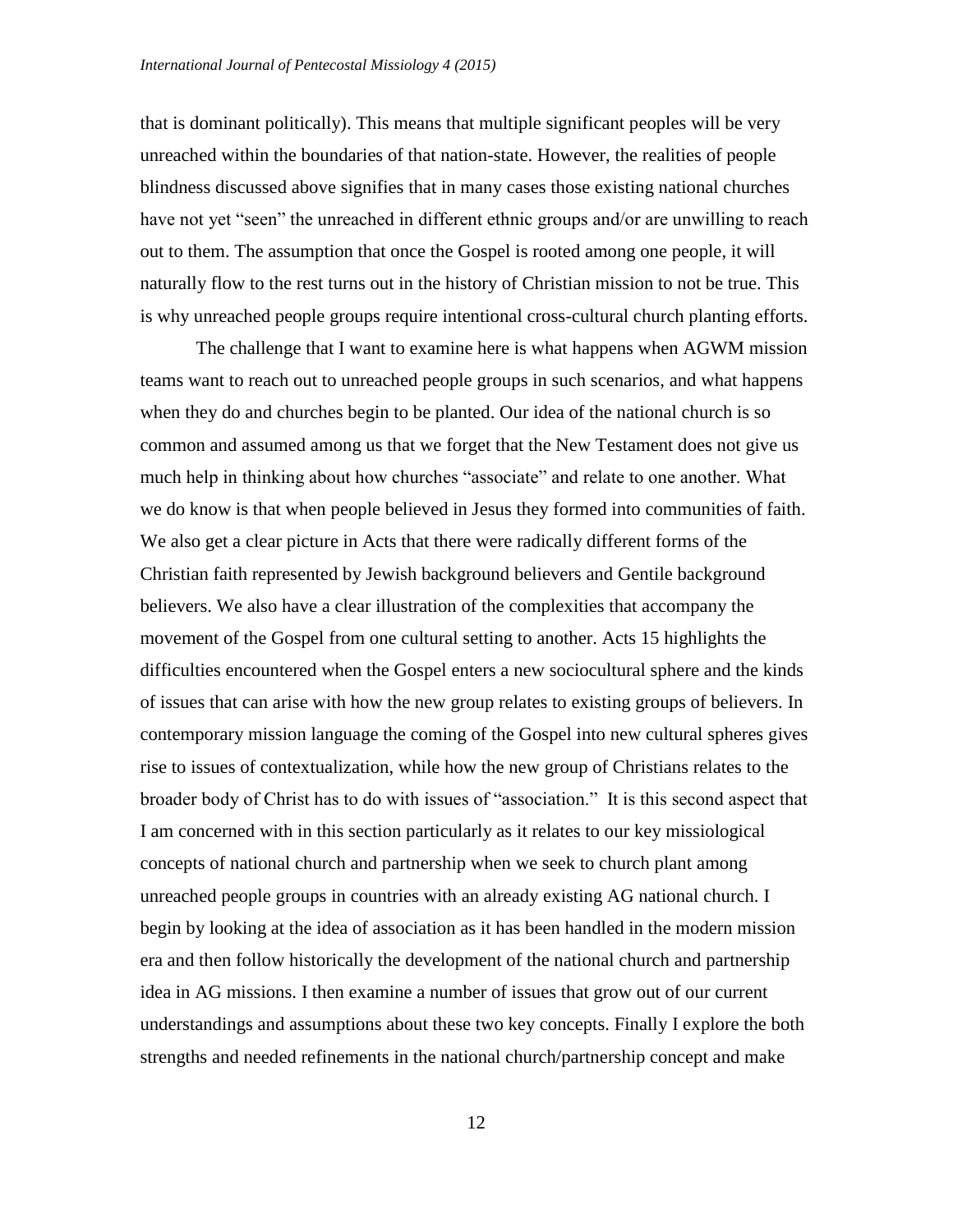that is dominant politically). This means that multiple significant peoples will be very unreached within the boundaries of that nation-state. However, the realities of people blindness discussed above signifies that in many cases those existing national churches have not yet "seen" the unreached in different ethnic groups and/or are unwilling to reach out to them. The assumption that once the Gospel is rooted among one people, it will naturally flow to the rest turns out in the history of Christian mission to not be true. This is why unreached people groups require intentional cross-cultural church planting efforts.

The challenge that I want to examine here is what happens when AGWM mission teams want to reach out to unreached people groups in such scenarios, and what happens when they do and churches begin to be planted. Our idea of the national church is so common and assumed among us that we forget that the New Testament does not give us much help in thinking about how churches "associate" and relate to one another. What we do know is that when people believed in Jesus they formed into communities of faith. We also get a clear picture in Acts that there were radically different forms of the Christian faith represented by Jewish background believers and Gentile background believers. We also have a clear illustration of the complexities that accompany the movement of the Gospel from one cultural setting to another. Acts 15 highlights the difficulties encountered when the Gospel enters a new sociocultural sphere and the kinds of issues that can arise with how the new group relates to existing groups of believers. In contemporary mission language the coming of the Gospel into new cultural spheres gives rise to issues of contextualization, while how the new group of Christians relates to the broader body of Christ has to do with issues of "association." It is this second aspect that I am concerned with in this section particularly as it relates to our key missiological concepts of national church and partnership when we seek to church plant among unreached people groups in countries with an already existing AG national church. I begin by looking at the idea of association as it has been handled in the modern mission era and then follow historically the development of the national church and partnership idea in AG missions. I then examine a number of issues that grow out of our current understandings and assumptions about these two key concepts. Finally I explore the both strengths and needed refinements in the national church/partnership concept and make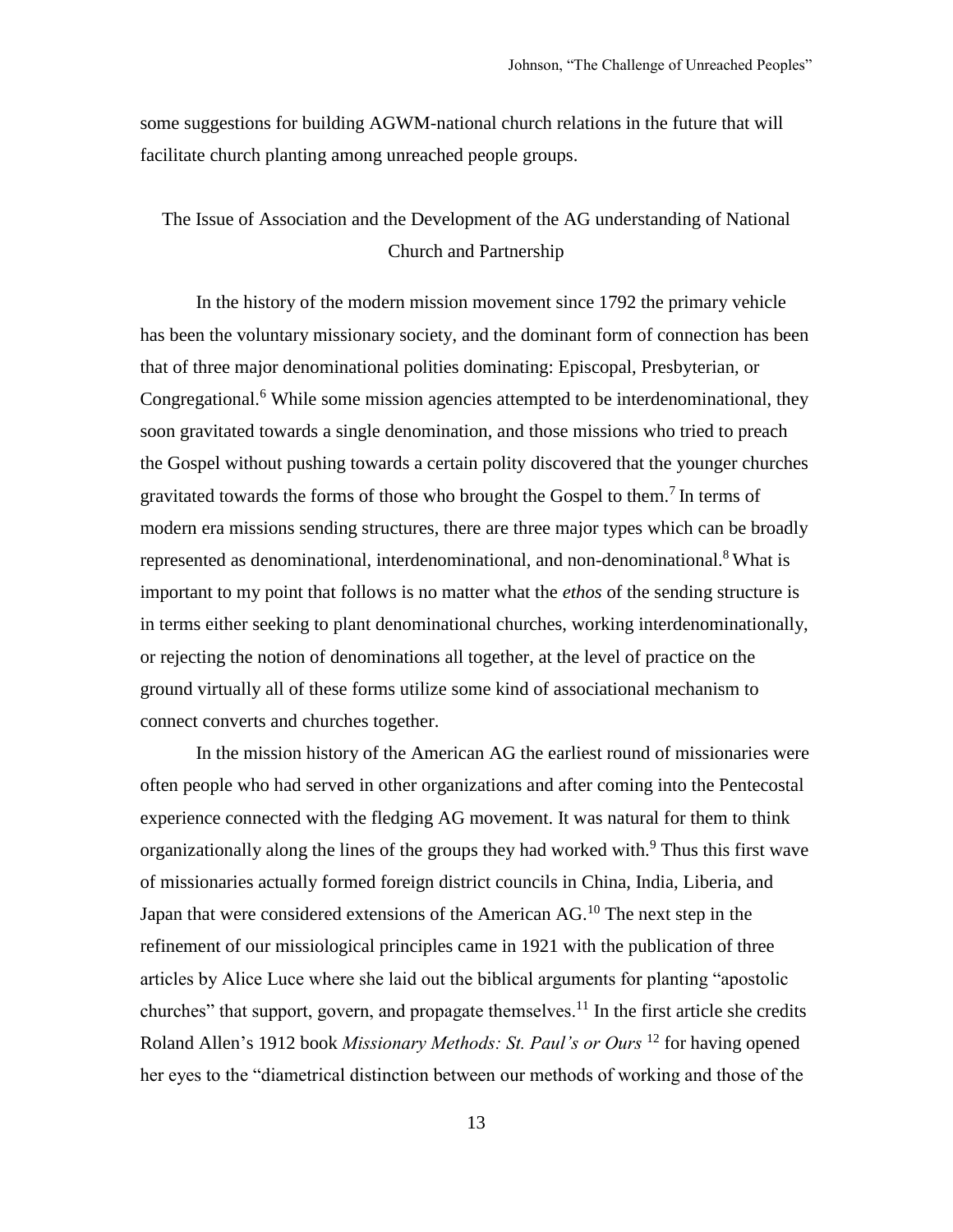some suggestions for building AGWM-national church relations in the future that will facilitate church planting among unreached people groups.

## The Issue of Association and the Development of the AG understanding of National Church and Partnership

In the history of the modern mission movement since 1792 the primary vehicle has been the voluntary missionary society, and the dominant form of connection has been that of three major denominational polities dominating: Episcopal, Presbyterian, or Congregational.[6] While some mission agencies attempted to be interdenominational, they soon gravitated towards a single denomination, and those missions who tried to preach the Gospel without pushing towards a certain polity discovered that the younger churches gravitated towards the forms of those who brought the Gospel to them.[7] In terms of modern era missions sending structures, there are three major types which can be broadly represented as denominational, interdenominational, and non-denominational.[8] What is important to my point that follows is no matter what the *ethos* of the sending structure is in terms either seeking to plant denominational churches, working interdenominationally, or rejecting the notion of denominations all together, at the level of practice on the ground virtually all of these forms utilize some kind of associational mechanism to connect converts and churches together.

In the mission history of the American AG the earliest round of missionaries were often people who had served in other organizations and after coming into the Pentecostal experience connected with the fledging AG movement. It was natural for them to think organizationally along the lines of the groups they had worked with.[9] Thus this first wave of missionaries actually formed foreign district councils in China, India, Liberia, and Japan that were considered extensions of the American AG.[10] The next step in the refinement of our missiological principles came in 1921 with the publication of three articles by Alice Luce where she laid out the biblical arguments for planting "apostolic churches" that support, govern, and propagate themselves.[11] In the first article she credits Roland Allen's 1912 book *Missionary Methods: St. Paul's or Ours* [12] for having opened her eyes to the "diametrical distinction between our methods of working and those of the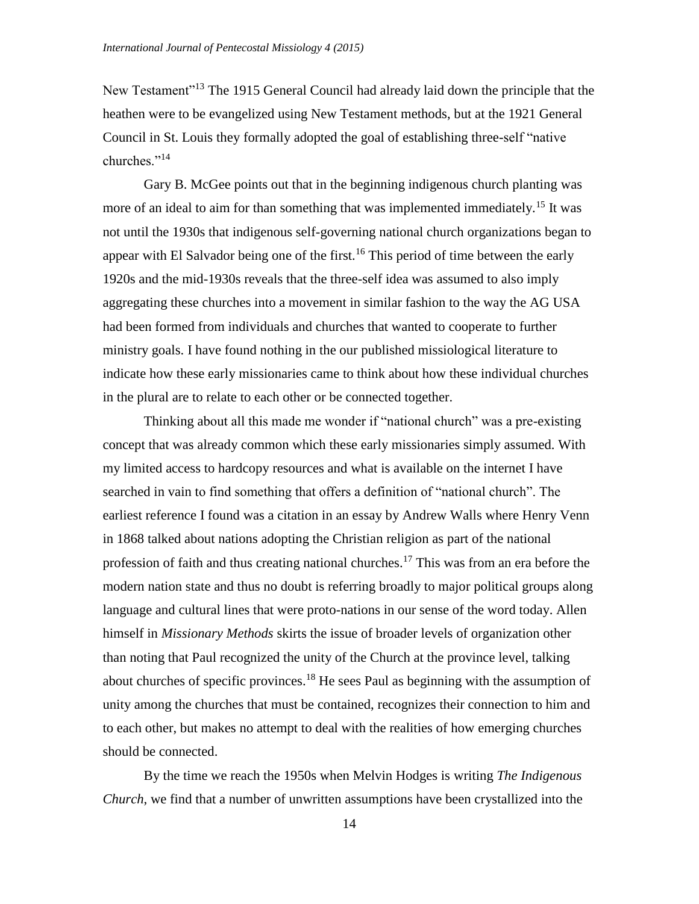New Testament"[13] The 1915 General Council had already laid down the principle that the heathen were to be evangelized using New Testament methods, but at the 1921 General Council in St. Louis they formally adopted the goal of establishing three-self "native churches."[14]

Gary B. McGee points out that in the beginning indigenous church planting was more of an ideal to aim for than something that was implemented immediately.[15] It was not until the 1930s that indigenous self-governing national church organizations began to appear with El Salvador being one of the first.[16] This period of time between the early 1920s and the mid-1930s reveals that the three-self idea was assumed to also imply aggregating these churches into a movement in similar fashion to the way the AG USA had been formed from individuals and churches that wanted to cooperate to further ministry goals. I have found nothing in the our published missiological literature to indicate how these early missionaries came to think about how these individual churches in the plural are to relate to each other or be connected together.

Thinking about all this made me wonder if "national church" was a pre-existing concept that was already common which these early missionaries simply assumed. With my limited access to hardcopy resources and what is available on the internet I have searched in vain to find something that offers a definition of "national church". The earliest reference I found was a citation in an essay by Andrew Walls where Henry Venn in 1868 talked about nations adopting the Christian religion as part of the national profession of faith and thus creating national churches.[17] This was from an era before the modern nation state and thus no doubt is referring broadly to major political groups along language and cultural lines that were proto-nations in our sense of the word today. Allen himself in *Missionary Methods* skirts the issue of broader levels of organization other than noting that Paul recognized the unity of the Church at the province level, talking about churches of specific provinces.[18] He sees Paul as beginning with the assumption of unity among the churches that must be contained, recognizes their connection to him and to each other, but makes no attempt to deal with the realities of how emerging churches should be connected.

By the time we reach the 1950s when Melvin Hodges is writing *The Indigenous Church*, we find that a number of unwritten assumptions have been crystallized into the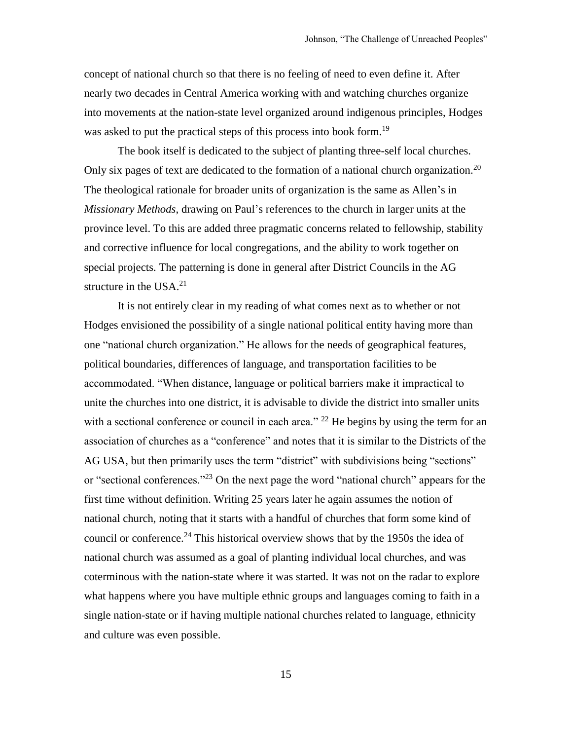concept of national church so that there is no feeling of need to even define it. After nearly two decades in Central America working with and watching churches organize into movements at the nation-state level organized around indigenous principles, Hodges was asked to put the practical steps of this process into book form.[19]

The book itself is dedicated to the subject of planting three-self local churches. Only six pages of text are dedicated to the formation of a national church organization.[20] The theological rationale for broader units of organization is the same as Allen's in *Missionary Methods*, drawing on Paul's references to the church in larger units at the province level. To this are added three pragmatic concerns related to fellowship, stability and corrective influence for local congregations, and the ability to work together on special projects. The patterning is done in general after District Councils in the AG structure in the USA.[21]

It is not entirely clear in my reading of what comes next as to whether or not Hodges envisioned the possibility of a single national political entity having more than one "national church organization." He allows for the needs of geographical features, political boundaries, differences of language, and transportation facilities to be accommodated. "When distance, language or political barriers make it impractical to unite the churches into one district, it is advisable to divide the district into smaller units with a sectional conference or council in each area." [22] He begins by using the term for an association of churches as a "conference" and notes that it is similar to the Districts of the AG USA, but then primarily uses the term "district" with subdivisions being "sections" or "sectional conferences."[23] On the next page the word "national church" appears for the first time without definition. Writing 25 years later he again assumes the notion of national church, noting that it starts with a handful of churches that form some kind of council or conference.[24] This historical overview shows that by the 1950s the idea of national church was assumed as a goal of planting individual local churches, and was coterminous with the nation-state where it was started. It was not on the radar to explore what happens where you have multiple ethnic groups and languages coming to faith in a single nation-state or if having multiple national churches related to language, ethnicity and culture was even possible.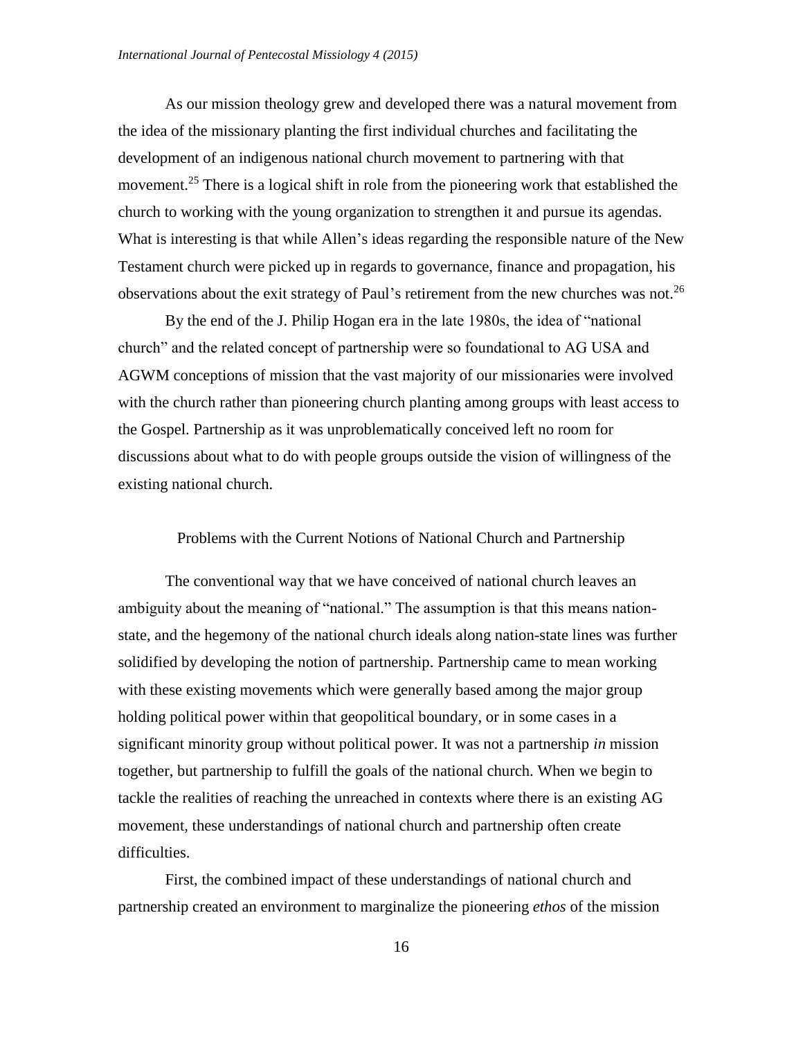As our mission theology grew and developed there was a natural movement from the idea of the missionary planting the first individual churches and facilitating the development of an indigenous national church movement to partnering with that movement.[25] There is a logical shift in role from the pioneering work that established the church to working with the young organization to strengthen it and pursue its agendas. What is interesting is that while Allen's ideas regarding the responsible nature of the New Testament church were picked up in regards to governance, finance and propagation, his observations about the exit strategy of Paul's retirement from the new churches was not.[26]

By the end of the J. Philip Hogan era in the late 1980s, the idea of "national church" and the related concept of partnership were so foundational to AG USA and AGWM conceptions of mission that the vast majority of our missionaries were involved with the church rather than pioneering church planting among groups with least access to the Gospel. Partnership as it was unproblematically conceived left no room for discussions about what to do with people groups outside the vision of willingness of the existing national church.

## Problems with the Current Notions of National Church and Partnership

The conventional way that we have conceived of national church leaves an ambiguity about the meaning of "national." The assumption is that this means nation-state, and the hegemony of the national church ideals along nation-state lines was further solidified by developing the notion of partnership. Partnership came to mean working with these existing movements which were generally based among the major group holding political power within that geopolitical boundary, or in some cases in a significant minority group without political power. It was not a partnership *in* mission together, but partnership to fulfill the goals of the national church. When we begin to tackle the realities of reaching the unreached in contexts where there is an existing AG movement, these understandings of national church and partnership often create difficulties.

First, the combined impact of these understandings of national church and partnership created an environment to marginalize the pioneering *ethos* of the mission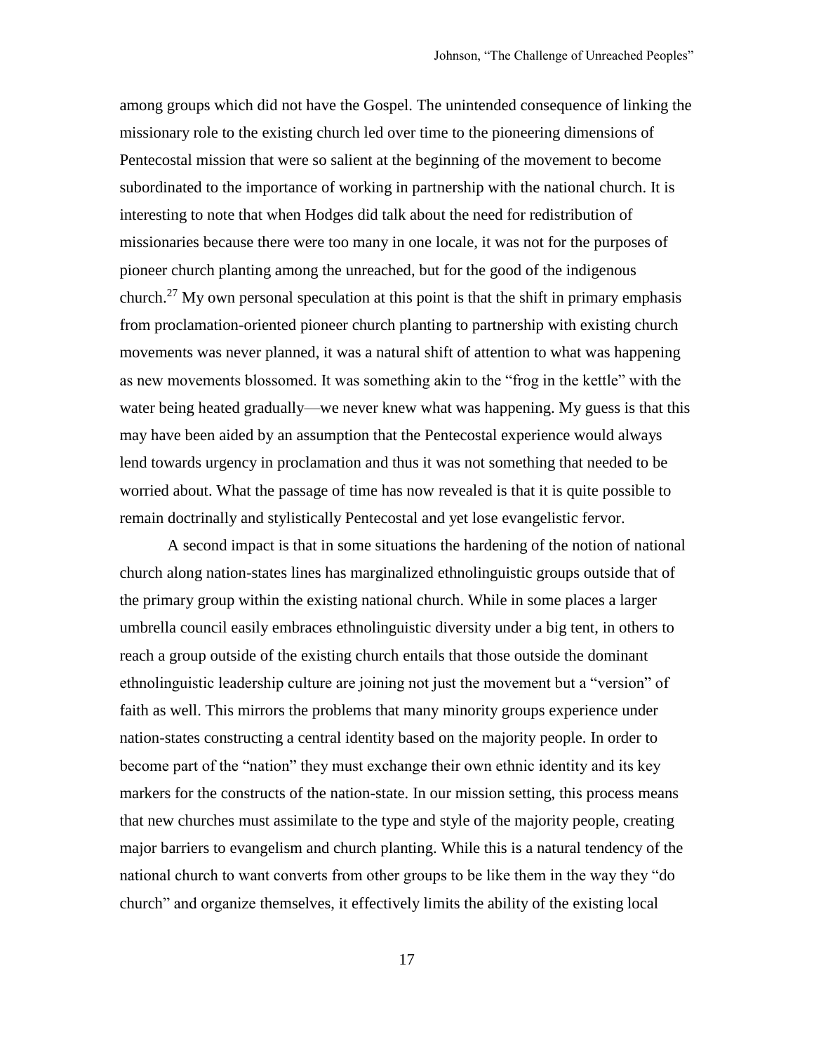among groups which did not have the Gospel. The unintended consequence of linking the missionary role to the existing church led over time to the pioneering dimensions of Pentecostal mission that were so salient at the beginning of the movement to become subordinated to the importance of working in partnership with the national church. It is interesting to note that when Hodges did talk about the need for redistribution of missionaries because there were too many in one locale, it was not for the purposes of pioneer church planting among the unreached, but for the good of the indigenous church.[27] My own personal speculation at this point is that the shift in primary emphasis from proclamation-oriented pioneer church planting to partnership with existing church movements was never planned, it was a natural shift of attention to what was happening as new movements blossomed. It was something akin to the "frog in the kettle" with the water being heated gradually—we never knew what was happening. My guess is that this may have been aided by an assumption that the Pentecostal experience would always lend towards urgency in proclamation and thus it was not something that needed to be worried about. What the passage of time has now revealed is that it is quite possible to remain doctrinally and stylistically Pentecostal and yet lose evangelistic fervor.

A second impact is that in some situations the hardening of the notion of national church along nation-states lines has marginalized ethnolinguistic groups outside that of the primary group within the existing national church. While in some places a larger umbrella council easily embraces ethnolinguistic diversity under a big tent, in others to reach a group outside of the existing church entails that those outside the dominant ethnolinguistic leadership culture are joining not just the movement but a "version" of faith as well. This mirrors the problems that many minority groups experience under nation-states constructing a central identity based on the majority people. In order to become part of the "nation" they must exchange their own ethnic identity and its key markers for the constructs of the nation-state. In our mission setting, this process means that new churches must assimilate to the type and style of the majority people, creating major barriers to evangelism and church planting. While this is a natural tendency of the national church to want converts from other groups to be like them in the way they "do church" and organize themselves, it effectively limits the ability of the existing local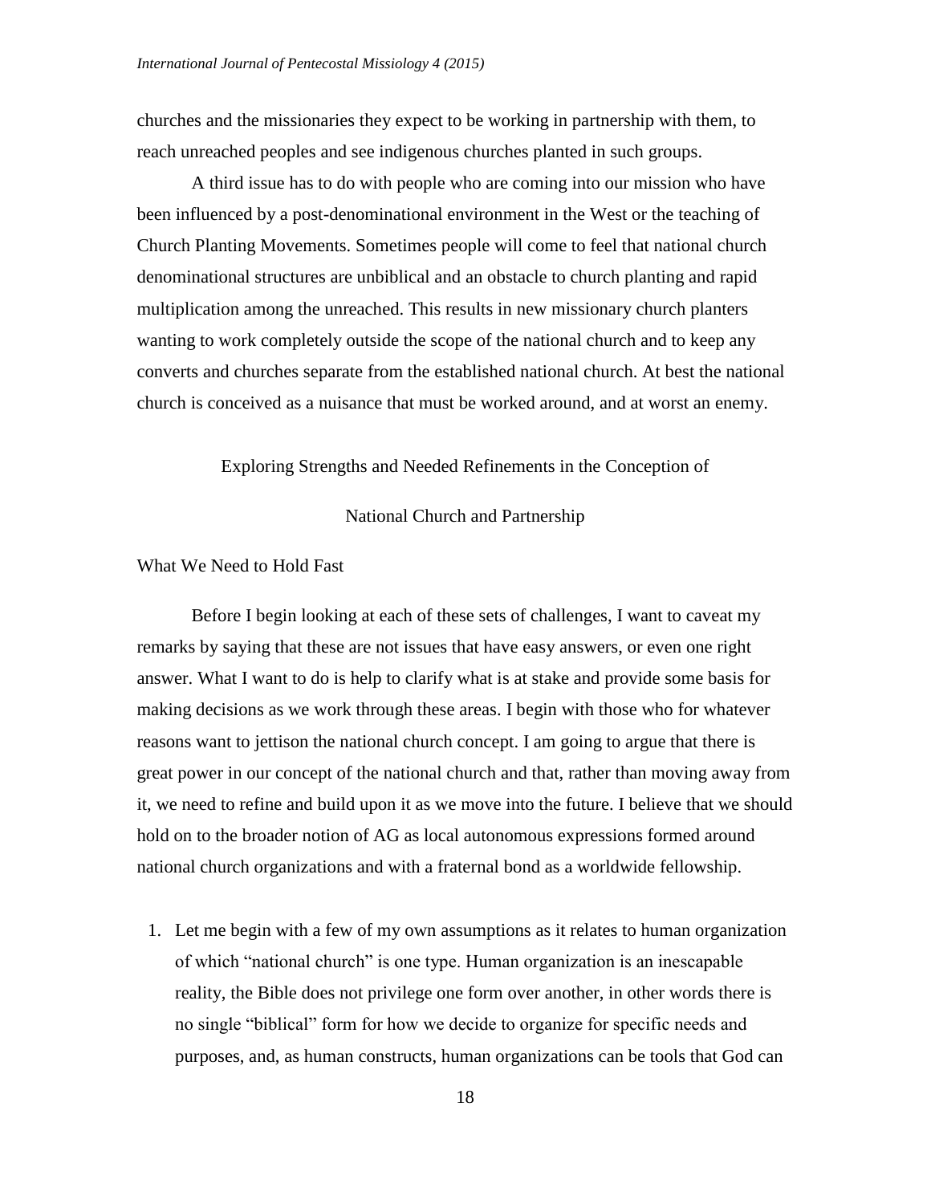churches and the missionaries they expect to be working in partnership with them, to reach unreached peoples and see indigenous churches planted in such groups.

A third issue has to do with people who are coming into our mission who have been influenced by a post-denominational environment in the West or the teaching of Church Planting Movements. Sometimes people will come to feel that national church denominational structures are unbiblical and an obstacle to church planting and rapid multiplication among the unreached. This results in new missionary church planters wanting to work completely outside the scope of the national church and to keep any converts and churches separate from the established national church. At best the national church is conceived as a nuisance that must be worked around, and at worst an enemy.

## Exploring Strengths and Needed Refinements in the Conception of National Church and Partnership

### What We Need to Hold Fast

Before I begin looking at each of these sets of challenges, I want to caveat my remarks by saying that these are not issues that have easy answers, or even one right answer. What I want to do is help to clarify what is at stake and provide some basis for making decisions as we work through these areas. I begin with those who for whatever reasons want to jettison the national church concept. I am going to argue that there is great power in our concept of the national church and that, rather than moving away from it, we need to refine and build upon it as we move into the future. I believe that we should hold on to the broader notion of AG as local autonomous expressions formed around national church organizations and with a fraternal bond as a worldwide fellowship.

1. Let me begin with a few of my own assumptions as it relates to human organization of which "national church" is one type. Human organization is an inescapable reality, the Bible does not privilege one form over another, in other words there is no single "biblical" form for how we decide to organize for specific needs and purposes, and, as human constructs, human organizations can be tools that God can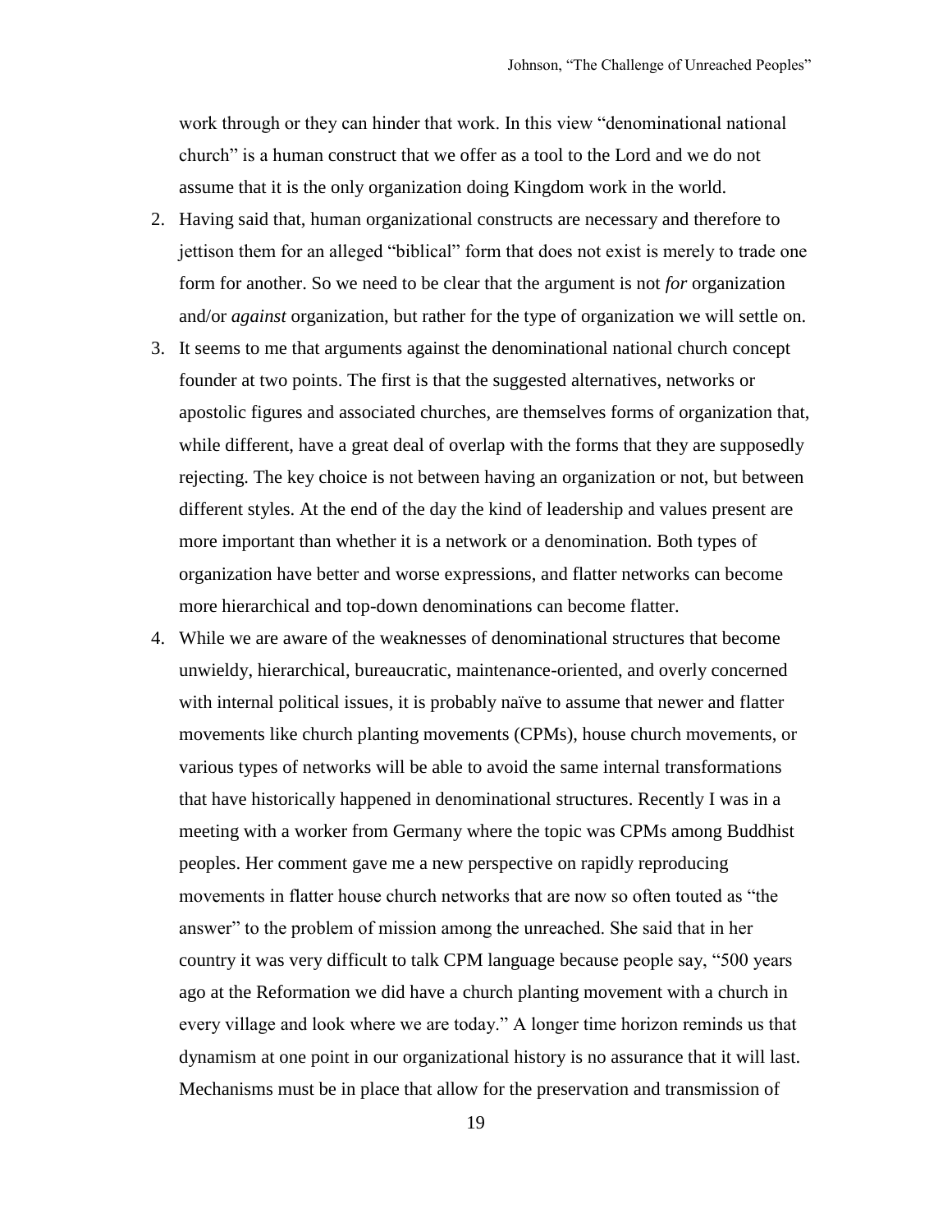work through or they can hinder that work. In this view "denominational national church" is a human construct that we offer as a tool to the Lord and we do not assume that it is the only organization doing Kingdom work in the world.

2. Having said that, human organizational constructs are necessary and therefore to jettison them for an alleged "biblical" form that does not exist is merely to trade one form for another. So we need to be clear that the argument is not *for* organization and/or *against* organization, but rather for the type of organization we will settle on.
3. It seems to me that arguments against the denominational national church concept founder at two points. The first is that the suggested alternatives, networks or apostolic figures and associated churches, are themselves forms of organization that, while different, have a great deal of overlap with the forms that they are supposedly rejecting. The key choice is not between having an organization or not, but between different styles. At the end of the day the kind of leadership and values present are more important than whether it is a network or a denomination. Both types of organization have better and worse expressions, and flatter networks can become more hierarchical and top-down denominations can become flatter.
4. While we are aware of the weaknesses of denominational structures that become unwieldy, hierarchical, bureaucratic, maintenance-oriented, and overly concerned with internal political issues, it is probably naïve to assume that newer and flatter movements like church planting movements (CPMs), house church movements, or various types of networks will be able to avoid the same internal transformations that have historically happened in denominational structures. Recently I was in a meeting with a worker from Germany where the topic was CPMs among Buddhist peoples. Her comment gave me a new perspective on rapidly reproducing movements in flatter house church networks that are now so often touted as "the answer" to the problem of mission among the unreached. She said that in her country it was very difficult to talk CPM language because people say, "500 years ago at the Reformation we did have a church planting movement with a church in every village and look where we are today." A longer time horizon reminds us that dynamism at one point in our organizational history is no assurance that it will last. Mechanisms must be in place that allow for the preservation and transmission of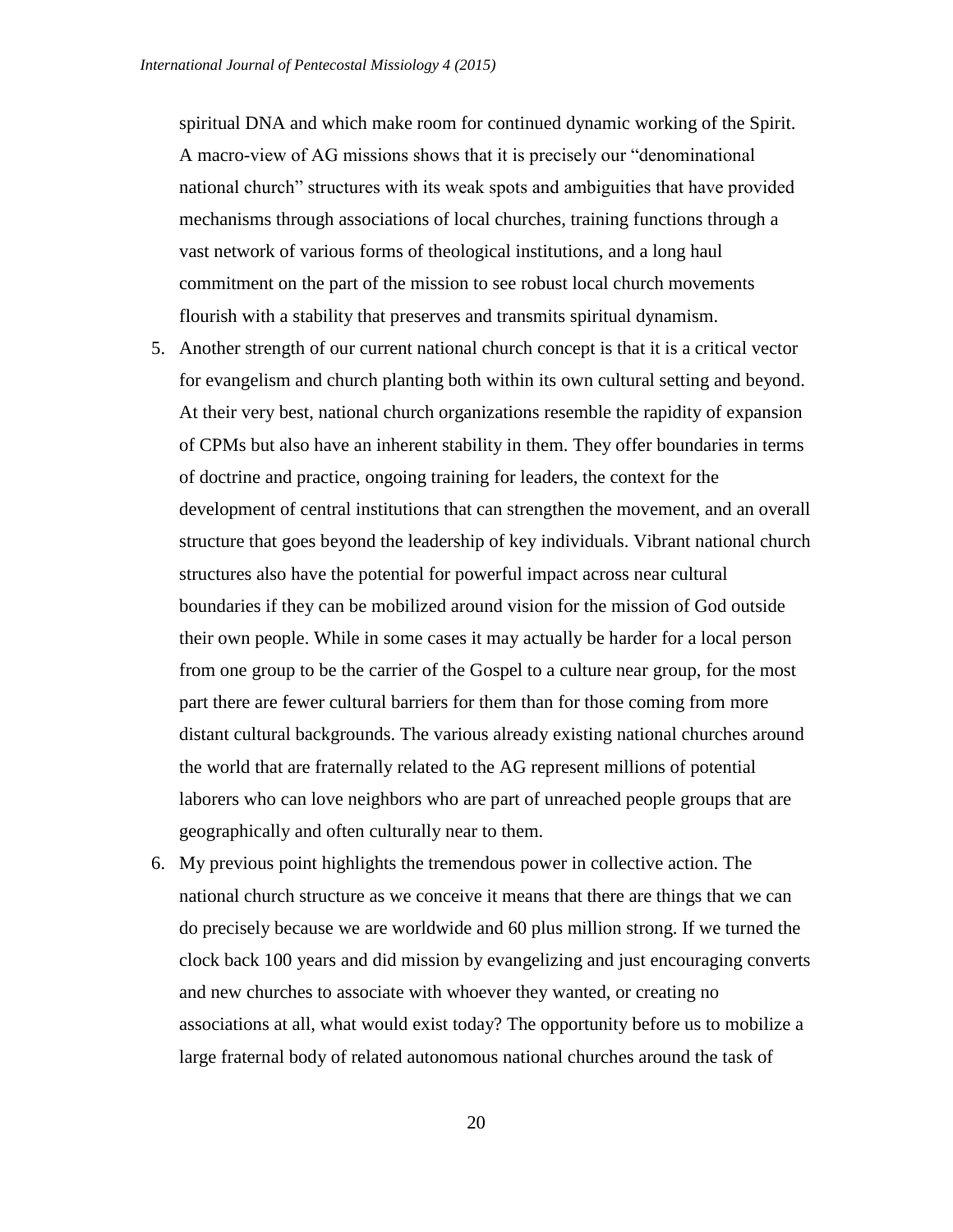spiritual DNA and which make room for continued dynamic working of the Spirit. A macro-view of AG missions shows that it is precisely our "denominational national church" structures with its weak spots and ambiguities that have provided mechanisms through associations of local churches, training functions through a vast network of various forms of theological institutions, and a long haul commitment on the part of the mission to see robust local church movements flourish with a stability that preserves and transmits spiritual dynamism.

5. Another strength of our current national church concept is that it is a critical vector for evangelism and church planting both within its own cultural setting and beyond. At their very best, national church organizations resemble the rapidity of expansion of CPMs but also have an inherent stability in them. They offer boundaries in terms of doctrine and practice, ongoing training for leaders, the context for the development of central institutions that can strengthen the movement, and an overall structure that goes beyond the leadership of key individuals. Vibrant national church structures also have the potential for powerful impact across near cultural boundaries if they can be mobilized around vision for the mission of God outside their own people. While in some cases it may actually be harder for a local person from one group to be the carrier of the Gospel to a culture near group, for the most part there are fewer cultural barriers for them than for those coming from more distant cultural backgrounds. The various already existing national churches around the world that are fraternally related to the AG represent millions of potential laborers who can love neighbors who are part of unreached people groups that are geographically and often culturally near to them.

6. My previous point highlights the tremendous power in collective action. The national church structure as we conceive it means that there are things that we can do precisely because we are worldwide and 60 plus million strong. If we turned the clock back 100 years and did mission by evangelizing and just encouraging converts and new churches to associate with whoever they wanted, or creating no associations at all, what would exist today? The opportunity before us to mobilize a large fraternal body of related autonomous national churches around the task of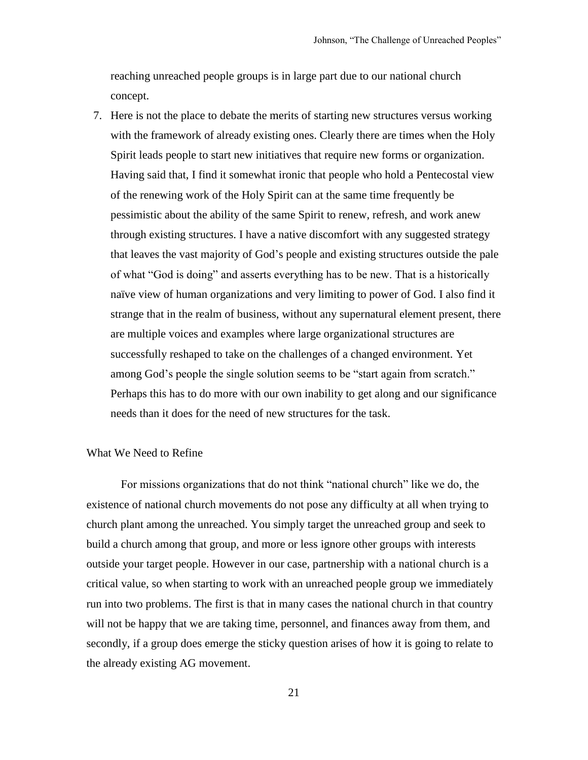reaching unreached people groups is in large part due to our national church concept.

7. Here is not the place to debate the merits of starting new structures versus working with the framework of already existing ones. Clearly there are times when the Holy Spirit leads people to start new initiatives that require new forms or organization. Having said that, I find it somewhat ironic that people who hold a Pentecostal view of the renewing work of the Holy Spirit can at the same time frequently be pessimistic about the ability of the same Spirit to renew, refresh, and work anew through existing structures. I have a native discomfort with any suggested strategy that leaves the vast majority of God's people and existing structures outside the pale of what "God is doing" and asserts everything has to be new. That is a historically naïve view of human organizations and very limiting to power of God. I also find it strange that in the realm of business, without any supernatural element present, there are multiple voices and examples where large organizational structures are successfully reshaped to take on the challenges of a changed environment. Yet among God's people the single solution seems to be "start again from scratch." Perhaps this has to do more with our own inability to get along and our significance needs than it does for the need of new structures for the task.

What We Need to Refine

For missions organizations that do not think "national church" like we do, the existence of national church movements do not pose any difficulty at all when trying to church plant among the unreached. You simply target the unreached group and seek to build a church among that group, and more or less ignore other groups with interests outside your target people. However in our case, partnership with a national church is a critical value, so when starting to work with an unreached people group we immediately run into two problems. The first is that in many cases the national church in that country will not be happy that we are taking time, personnel, and finances away from them, and secondly, if a group does emerge the sticky question arises of how it is going to relate to the already existing AG movement.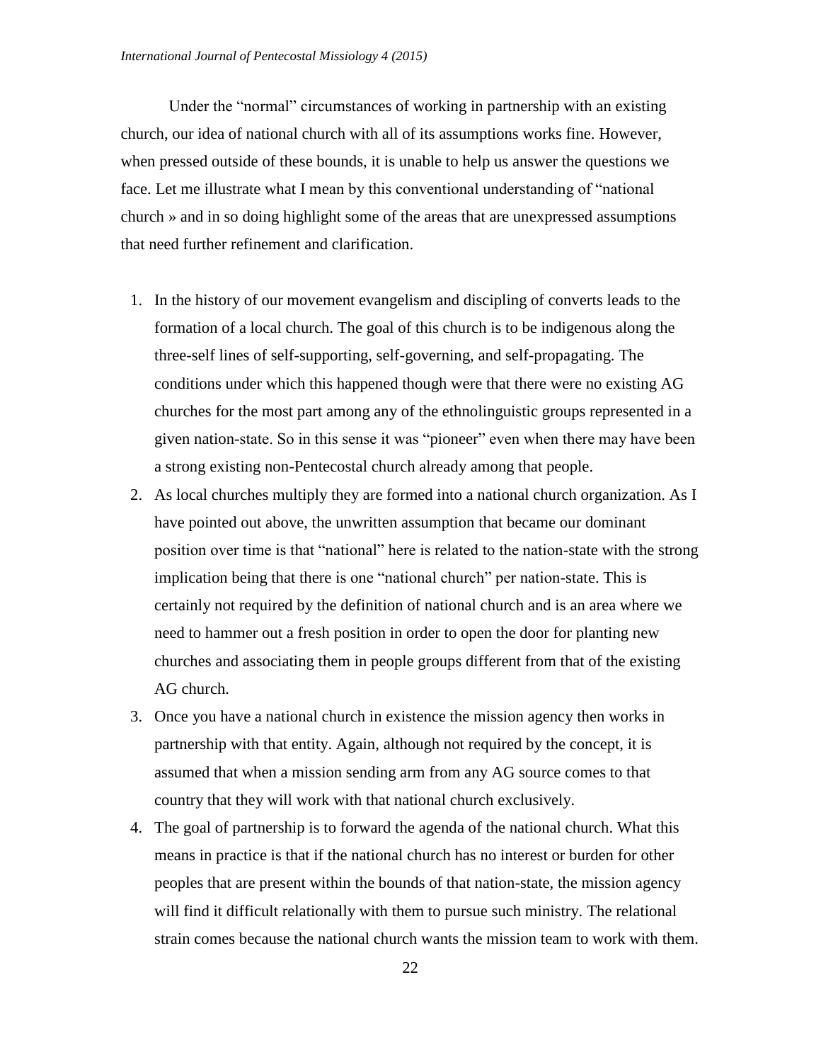Under the "normal" circumstances of working in partnership with an existing church, our idea of national church with all of its assumptions works fine. However, when pressed outside of these bounds, it is unable to help us answer the questions we face. Let me illustrate what I mean by this conventional understanding of "national church » and in so doing highlight some of the areas that are unexpressed assumptions that need further refinement and clarification.

1. In the history of our movement evangelism and discipling of converts leads to the formation of a local church. The goal of this church is to be indigenous along the three-self lines of self-supporting, self-governing, and self-propagating. The conditions under which this happened though were that there were no existing AG churches for the most part among any of the ethnolinguistic groups represented in a given nation-state. So in this sense it was "pioneer" even when there may have been a strong existing non-Pentecostal church already among that people.
2. As local churches multiply they are formed into a national church organization. As I have pointed out above, the unwritten assumption that became our dominant position over time is that "national" here is related to the nation-state with the strong implication being that there is one "national church" per nation-state. This is certainly not required by the definition of national church and is an area where we need to hammer out a fresh position in order to open the door for planting new churches and associating them in people groups different from that of the existing AG church.
3. Once you have a national church in existence the mission agency then works in partnership with that entity. Again, although not required by the concept, it is assumed that when a mission sending arm from any AG source comes to that country that they will work with that national church exclusively.
4. The goal of partnership is to forward the agenda of the national church. What this means in practice is that if the national church has no interest or burden for other peoples that are present within the bounds of that nation-state, the mission agency will find it difficult relationally with them to pursue such ministry. The relational strain comes because the national church wants the mission team to work with them.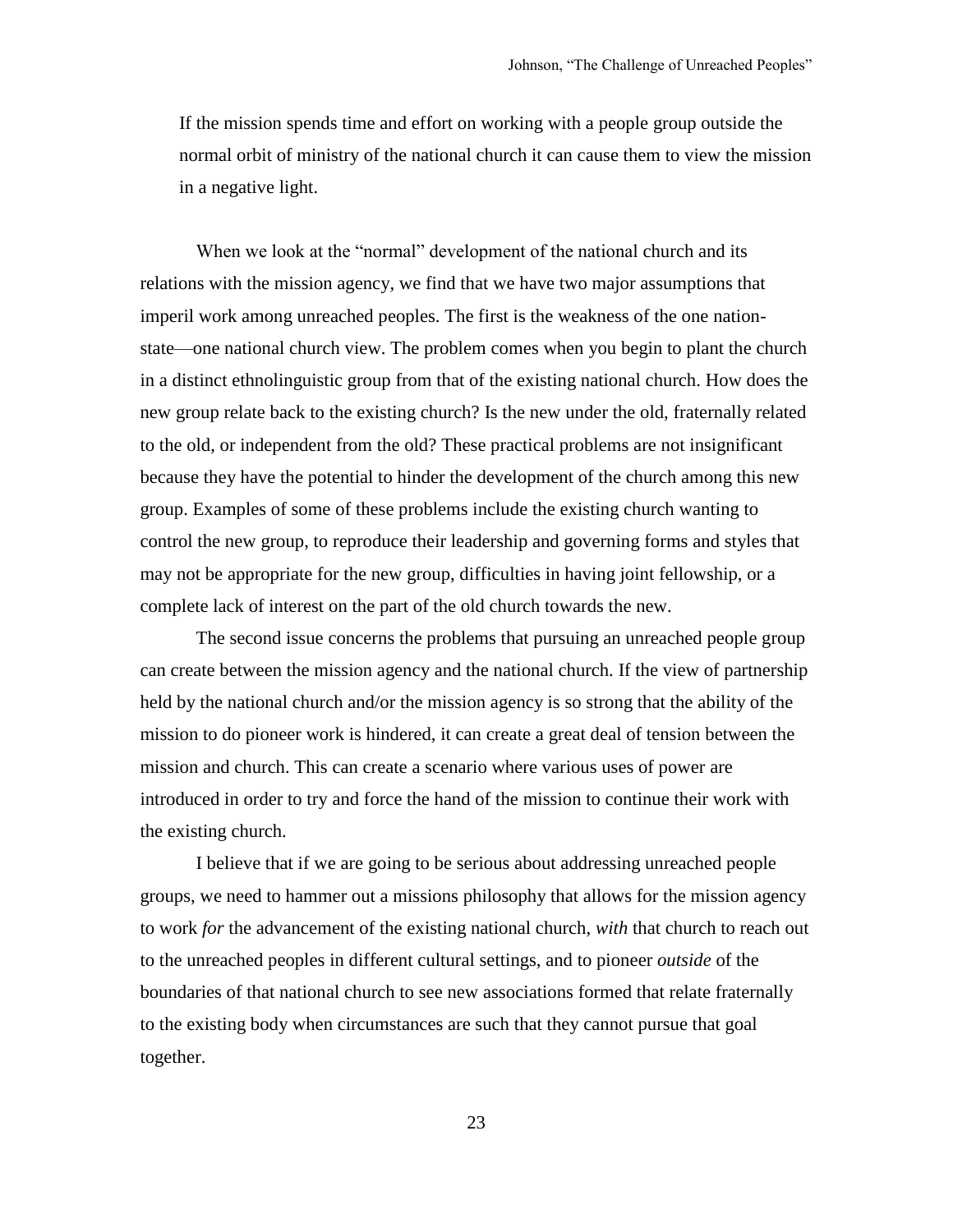> If the mission spends time and effort on working with a people group outside the normal orbit of ministry of the national church it can cause them to view the mission in a negative light.

When we look at the "normal" development of the national church and its relations with the mission agency, we find that we have two major assumptions that imperil work among unreached peoples. The first is the weakness of the one nation-state—one national church view. The problem comes when you begin to plant the church in a distinct ethnolinguistic group from that of the existing national church. How does the new group relate back to the existing church? Is the new under the old, fraternally related to the old, or independent from the old? These practical problems are not insignificant because they have the potential to hinder the development of the church among this new group. Examples of some of these problems include the existing church wanting to control the new group, to reproduce their leadership and governing forms and styles that may not be appropriate for the new group, difficulties in having joint fellowship, or a complete lack of interest on the part of the old church towards the new.

The second issue concerns the problems that pursuing an unreached people group can create between the mission agency and the national church. If the view of partnership held by the national church and/or the mission agency is so strong that the ability of the mission to do pioneer work is hindered, it can create a great deal of tension between the mission and church. This can create a scenario where various uses of power are introduced in order to try and force the hand of the mission to continue their work with the existing church.

I believe that if we are going to be serious about addressing unreached people groups, we need to hammer out a missions philosophy that allows for the mission agency to work *for* the advancement of the existing national church, *with* that church to reach out to the unreached peoples in different cultural settings, and to pioneer *outside* of the boundaries of that national church to see new associations formed that relate fraternally to the existing body when circumstances are such that they cannot pursue that goal together.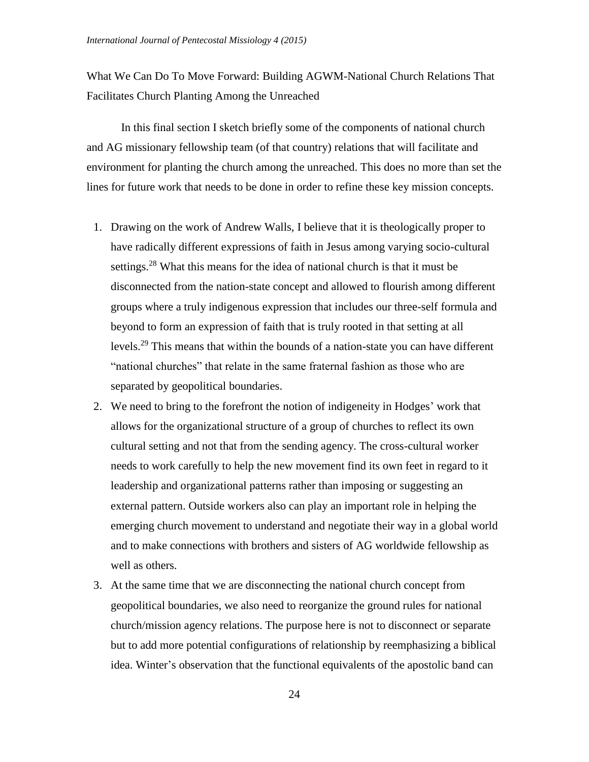What We Can Do To Move Forward: Building AGWM-National Church Relations That Facilitates Church Planting Among the Unreached

In this final section I sketch briefly some of the components of national church and AG missionary fellowship team (of that country) relations that will facilitate and environment for planting the church among the unreached. This does no more than set the lines for future work that needs to be done in order to refine these key mission concepts.

1. Drawing on the work of Andrew Walls, I believe that it is theologically proper to have radically different expressions of faith in Jesus among varying socio-cultural settings.[28] What this means for the idea of national church is that it must be disconnected from the nation-state concept and allowed to flourish among different groups where a truly indigenous expression that includes our three-self formula and beyond to form an expression of faith that is truly rooted in that setting at all levels.[29] This means that within the bounds of a nation-state you can have different "national churches" that relate in the same fraternal fashion as those who are separated by geopolitical boundaries.
2. We need to bring to the forefront the notion of indigeneity in Hodges' work that allows for the organizational structure of a group of churches to reflect its own cultural setting and not that from the sending agency. The cross-cultural worker needs to work carefully to help the new movement find its own feet in regard to it leadership and organizational patterns rather than imposing or suggesting an external pattern. Outside workers also can play an important role in helping the emerging church movement to understand and negotiate their way in a global world and to make connections with brothers and sisters of AG worldwide fellowship as well as others.
3. At the same time that we are disconnecting the national church concept from geopolitical boundaries, we also need to reorganize the ground rules for national church/mission agency relations. The purpose here is not to disconnect or separate but to add more potential configurations of relationship by reemphasizing a biblical idea. Winter's observation that the functional equivalents of the apostolic band can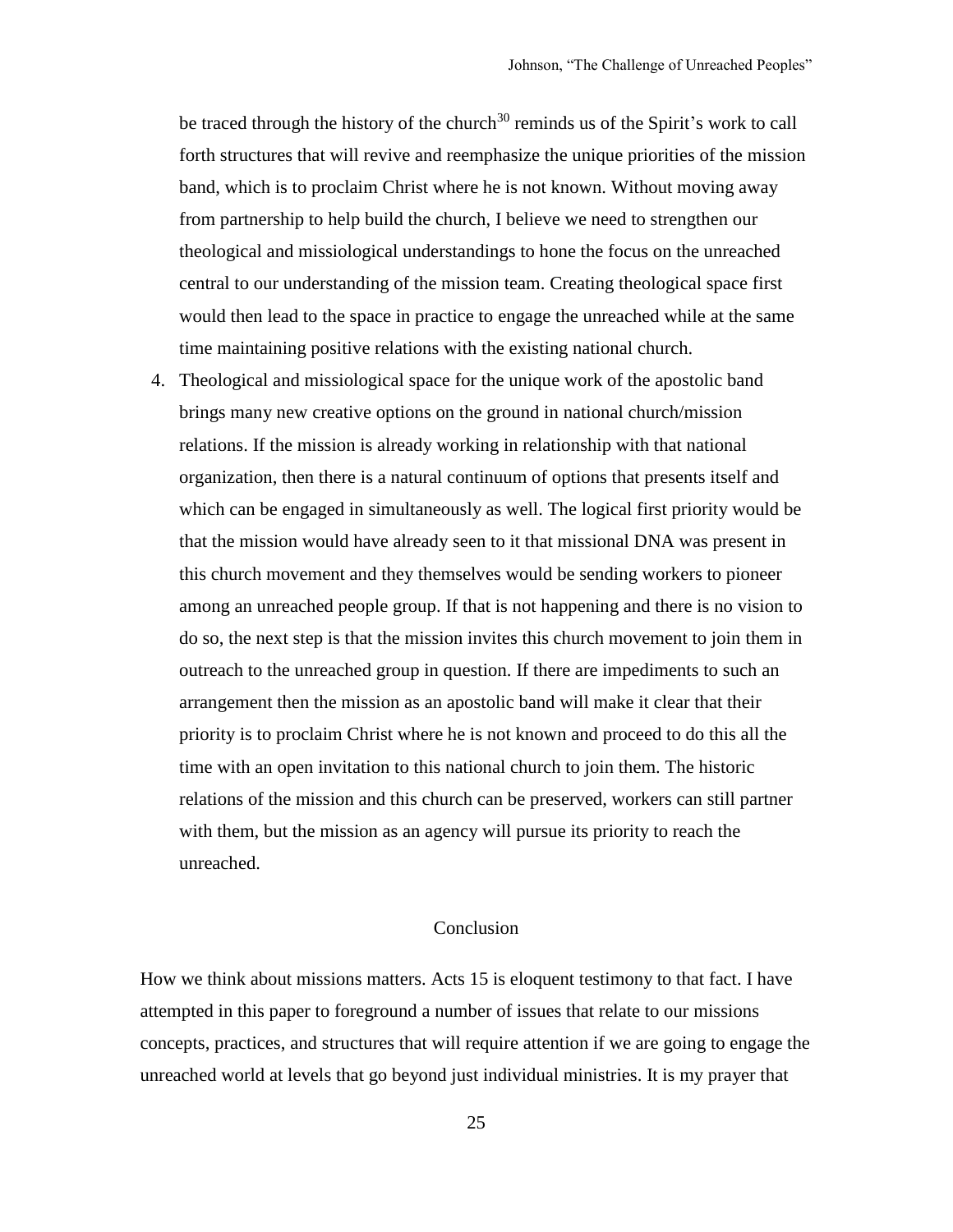be traced through the history of the church[30] reminds us of the Spirit's work to call forth structures that will revive and reemphasize the unique priorities of the mission band, which is to proclaim Christ where he is not known. Without moving away from partnership to help build the church, I believe we need to strengthen our theological and missiological understandings to hone the focus on the unreached central to our understanding of the mission team. Creating theological space first would then lead to the space in practice to engage the unreached while at the same time maintaining positive relations with the existing national church.

4. Theological and missiological space for the unique work of the apostolic band brings many new creative options on the ground in national church/mission relations. If the mission is already working in relationship with that national organization, then there is a natural continuum of options that presents itself and which can be engaged in simultaneously as well. The logical first priority would be that the mission would have already seen to it that missional DNA was present in this church movement and they themselves would be sending workers to pioneer among an unreached people group. If that is not happening and there is no vision to do so, the next step is that the mission invites this church movement to join them in outreach to the unreached group in question. If there are impediments to such an arrangement then the mission as an apostolic band will make it clear that their priority is to proclaim Christ where he is not known and proceed to do this all the time with an open invitation to this national church to join them. The historic relations of the mission and this church can be preserved, workers can still partner with them, but the mission as an agency will pursue its priority to reach the unreached.

## Conclusion

How we think about missions matters. Acts 15 is eloquent testimony to that fact. I have attempted in this paper to foreground a number of issues that relate to our missions concepts, practices, and structures that will require attention if we are going to engage the unreached world at levels that go beyond just individual ministries. It is my prayer that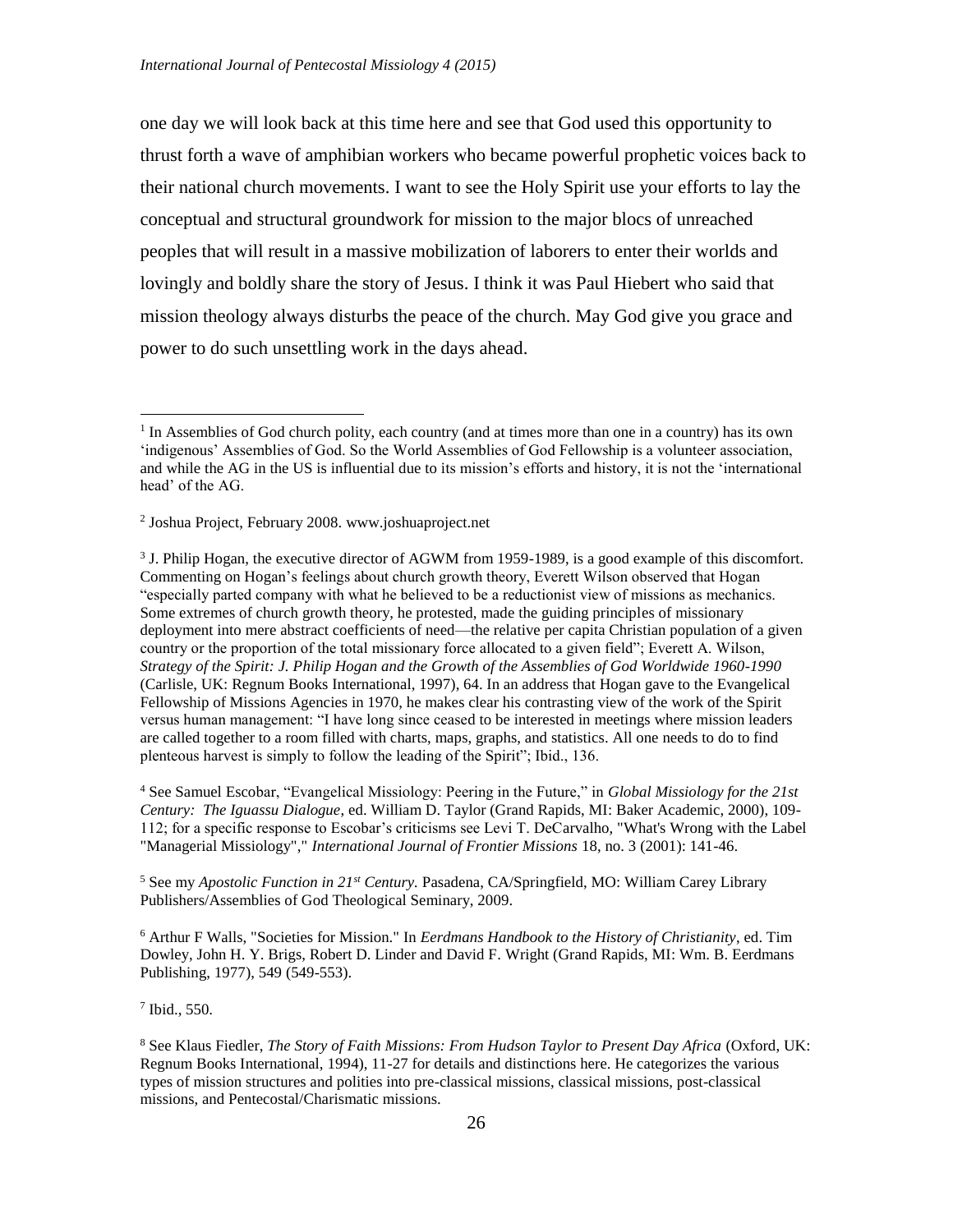one day we will look back at this time here and see that God used this opportunity to thrust forth a wave of amphibian workers who became powerful prophetic voices back to their national church movements. I want to see the Holy Spirit use your efforts to lay the conceptual and structural groundwork for mission to the major blocs of unreached peoples that will result in a massive mobilization of laborers to enter their worlds and lovingly and boldly share the story of Jesus. I think it was Paul Hiebert who said that mission theology always disturbs the peace of the church. May God give you grace and power to do such unsettling work in the days ahead.

---

[1] In Assemblies of God church polity, each country (and at times more than one in a country) has its own 'indigenous' Assemblies of God. So the World Assemblies of God Fellowship is a volunteer association, and while the AG in the US is influential due to its mission's efforts and history, it is not the 'international head' of the AG.

[2] Joshua Project, February 2008. www.joshuaproject.net

[3] J. Philip Hogan, the executive director of AGWM from 1959-1989, is a good example of this discomfort. Commenting on Hogan's feelings about church growth theory, Everett Wilson observed that Hogan "especially parted company with what he believed to be a reductionist view of missions as mechanics. Some extremes of church growth theory, he protested, made the guiding principles of missionary deployment into mere abstract coefficients of need—the relative per capita Christian population of a given country or the proportion of the total missionary force allocated to a given field"; Everett A. Wilson, *Strategy of the Spirit: J. Philip Hogan and the Growth of the Assemblies of God Worldwide 1960-1990* (Carlisle, UK: Regnum Books International, 1997), 64. In an address that Hogan gave to the Evangelical Fellowship of Missions Agencies in 1970, he makes clear his contrasting view of the work of the Spirit versus human management: "I have long since ceased to be interested in meetings where mission leaders are called together to a room filled with charts, maps, graphs, and statistics. All one needs to do to find plenteous harvest is simply to follow the leading of the Spirit"; Ibid., 136.

[4] See Samuel Escobar, "Evangelical Missiology: Peering in the Future," in *Global Missiology for the 21st Century: The Iguassu Dialogue,* ed. William D. Taylor (Grand Rapids, MI: Baker Academic, 2000), 109-112; for a specific response to Escobar's criticisms see Levi T. DeCarvalho, "What's Wrong with the Label "Managerial Missiology"," *International Journal of Frontier Missions* 18, no. 3 (2001): 141-46.

[5] See my *Apostolic Function in 21st Century.* Pasadena, CA/Springfield, MO: William Carey Library Publishers/Assemblies of God Theological Seminary, 2009.

[6] Arthur F Walls, "Societies for Mission." In *Eerdmans Handbook to the History of Christianity*, ed. Tim Dowley, John H. Y. Brigs, Robert D. Linder and David F. Wright (Grand Rapids, MI: Wm. B. Eerdmans Publishing, 1977), 549 (549-553).

[7] Ibid., 550.

[8] See Klaus Fiedler, *The Story of Faith Missions: From Hudson Taylor to Present Day Africa* (Oxford, UK: Regnum Books International, 1994), 11-27 for details and distinctions here. He categorizes the various types of mission structures and polities into pre-classical missions, classical missions, post-classical missions, and Pentecostal/Charismatic missions.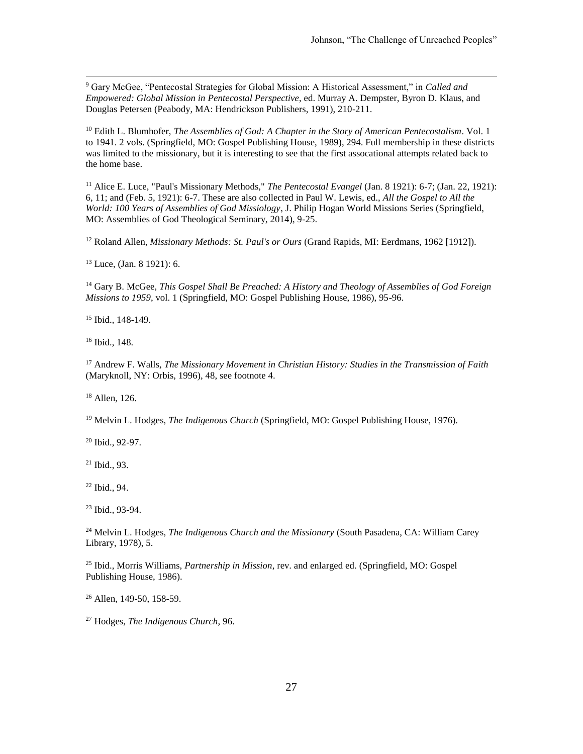[9] Gary McGee, "Pentecostal Strategies for Global Mission: A Historical Assessment," in *Called and Empowered: Global Mission in Pentecostal Perspective*, ed. Murray A. Dempster, Byron D. Klaus, and Douglas Petersen (Peabody, MA: Hendrickson Publishers, 1991), 210-211.

[10] Edith L. Blumhofer, *The Assemblies of God: A Chapter in the Story of American Pentecostalism*. Vol. 1 to 1941. 2 vols. (Springfield, MO: Gospel Publishing House, 1989), 294. Full membership in these districts was limited to the missionary, but it is interesting to see that the first assocational attempts related back to the home base.

[11] Alice E. Luce, "Paul's Missionary Methods," *The Pentecostal Evangel* (Jan. 8 1921): 6-7; (Jan. 22, 1921): 6, 11; and (Feb. 5, 1921): 6-7. These are also collected in Paul W. Lewis, ed., *All the Gospel to All the World: 100 Years of Assemblies of God Missiology*, J. Philip Hogan World Missions Series (Springfield, MO: Assemblies of God Theological Seminary, 2014), 9-25.

[12] Roland Allen, *Missionary Methods: St. Paul's or Ours* (Grand Rapids, MI: Eerdmans, 1962 [1912]).

[13] Luce, (Jan. 8 1921): 6.

[14] Gary B. McGee, *This Gospel Shall Be Preached: A History and Theology of Assemblies of God Foreign Missions to 1959*, vol. 1 (Springfield, MO: Gospel Publishing House, 1986), 95-96.

[15] Ibid., 148-149.

[16] Ibid., 148.

[17] Andrew F. Walls, *The Missionary Movement in Christian History: Studies in the Transmission of Faith* (Maryknoll, NY: Orbis, 1996), 48, see footnote 4.

[18] Allen, 126.

[19] Melvin L. Hodges, *The Indigenous Church* (Springfield, MO: Gospel Publishing House, 1976).

[20] Ibid., 92-97.

[21] Ibid., 93.

[22] Ibid., 94.

[23] Ibid., 93-94.

[24] Melvin L. Hodges, *The Indigenous Church and the Missionary* (South Pasadena, CA: William Carey Library, 1978), 5.

[25] Ibid., Morris Williams, *Partnership in Mission*, rev. and enlarged ed. (Springfield, MO: Gospel Publishing House, 1986).

[26] Allen, 149-50, 158-59.

[27] Hodges, *The Indigenous Church*, 96.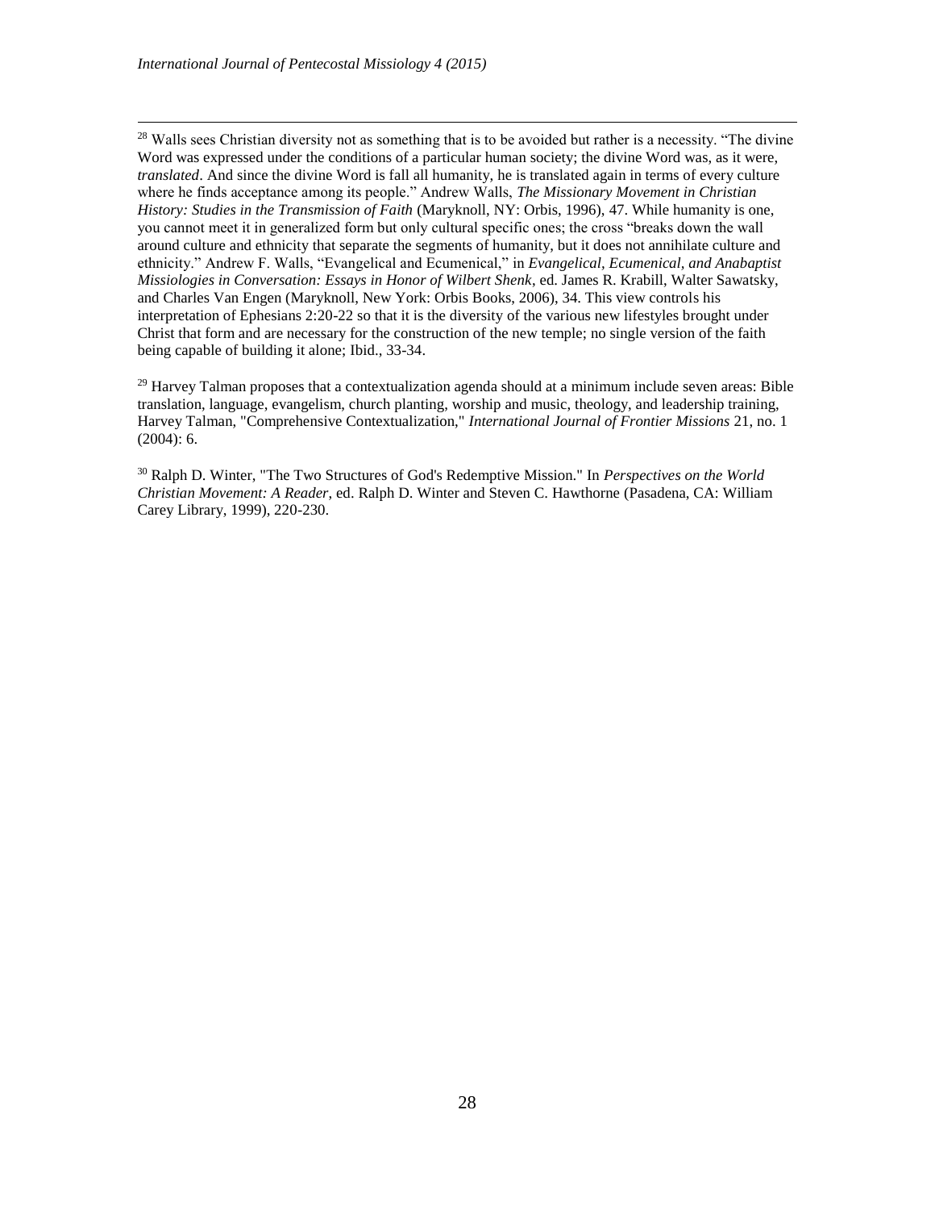[28] Walls sees Christian diversity not as something that is to be avoided but rather is a necessity. "The divine Word was expressed under the conditions of a particular human society; the divine Word was, as it were, *translated*. And since the divine Word is fall all humanity, he is translated again in terms of every culture where he finds acceptance among its people." Andrew Walls, *The Missionary Movement in Christian History: Studies in the Transmission of Faith* (Maryknoll, NY: Orbis, 1996), 47. While humanity is one, you cannot meet it in generalized form but only cultural specific ones; the cross "breaks down the wall around culture and ethnicity that separate the segments of humanity, but it does not annihilate culture and ethnicity." Andrew F. Walls, "Evangelical and Ecumenical," in *Evangelical, Ecumenical, and Anabaptist Missiologies in Conversation: Essays in Honor of Wilbert Shenk*, ed. James R. Krabill, Walter Sawatsky, and Charles Van Engen (Maryknoll, New York: Orbis Books, 2006), 34. This view controls his interpretation of Ephesians 2:20-22 so that it is the diversity of the various new lifestyles brought under Christ that form and are necessary for the construction of the new temple; no single version of the faith being capable of building it alone; Ibid., 33-34.

[29] Harvey Talman proposes that a contextualization agenda should at a minimum include seven areas: Bible translation, language, evangelism, church planting, worship and music, theology, and leadership training, Harvey Talman, "Comprehensive Contextualization," *International Journal of Frontier Missions* 21, no. 1 (2004): 6.

[30] Ralph D. Winter, "The Two Structures of God's Redemptive Mission." In *Perspectives on the World Christian Movement: A Reader*, ed. Ralph D. Winter and Steven C. Hawthorne (Pasadena, CA: William Carey Library, 1999), 220-230.